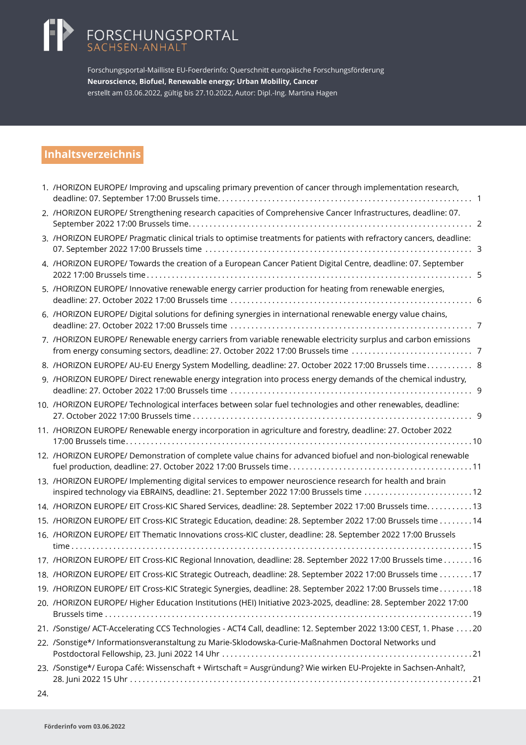# FORSCHUNGSPORTAL
SACHSEN-ANHALT

Forschungsportal-Mailliste EU-Foerderinfo: Querschnitt europäische Forschungsförderung
**Neuroscience, Biofuel, Renewable energy; Urban Mobility, Cancer**
erstellt am 03.06.2022, gültig bis 27.10.2022, Autor: Dipl.-Ing. Martina Hagen

## Inhaltsverzeichnis

1. /HORIZON EUROPE/ Improving and upscaling primary prevention of cancer through implementation research, deadline: 07. September 17:00 Brussels time ... 1
2. /HORIZON EUROPE/ Strengthening research capacities of Comprehensive Cancer Infrastructures, deadline: 07. September 2022 17:00 Brussels time ... 2
3. /HORIZON EUROPE/ Pragmatic clinical trials to optimise treatments for patients with refractory cancers, deadline: 07. September 2022 17:00 Brussels time ... 3
4. /HORIZON EUROPE/ Towards the creation of a European Cancer Patient Digital Centre, deadline: 07. September 2022 17:00 Brussels time ... 5
5. /HORIZON EUROPE/ Innovative renewable energy carrier production for heating from renewable energies, deadline: 27. October 2022 17:00 Brussels time ... 6
6. /HORIZON EUROPE/ Digital solutions for defining synergies in international renewable energy value chains, deadline: 27. October 2022 17:00 Brussels time ... 7
7. /HORIZON EUROPE/ Renewable energy carriers from variable renewable electricity surplus and carbon emissions from energy consuming sectors, deadline: 27. October 2022 17:00 Brussels time ... 7
8. /HORIZON EUROPE/ AU-EU Energy System Modelling, deadline: 27. October 2022 17:00 Brussels time ... 8
9. /HORIZON EUROPE/ Direct renewable energy integration into process energy demands of the chemical industry, deadline: 27. October 2022 17:00 Brussels time ... 9
10. /HORIZON EUROPE/ Technological interfaces between solar fuel technologies and other renewables, deadline: 27. October 2022 17:00 Brussels time ... 9
11. /HORIZON EUROPE/ Renewable energy incorporation in agriculture and forestry, deadline: 27. October 2022 17:00 Brussels time ... 10
12. /HORIZON EUROPE/ Demonstration of complete value chains for advanced biofuel and non-biological renewable fuel production, deadline: 27. October 2022 17:00 Brussels time ... 11
13. /HORIZON EUROPE/ Implementing digital services to empower neuroscience research for health and brain inspired technology via EBRAINS, deadline: 21. September 2022 17:00 Brussels time ... 12
14. /HORIZON EUROPE/ EIT Cross-KIC Shared Services, deadline: 28. September 2022 17:00 Brussels time ... 13
15. /HORIZON EUROPE/ EIT Cross-KIC Strategic Education, deadine: 28. September 2022 17:00 Brussels time ... 14
16. /HORIZON EUROPE/ EIT Thematic Innovations cross-KIC cluster, deadline: 28. September 2022 17:00 Brussels time ... 15
17. /HORIZON EUROPE/ EIT Cross-KIC Regional Innovation, deadline: 28. September 2022 17:00 Brussels time ... 16
18. /HORIZON EUROPE/ EIT Cross-KIC Strategic Outreach, deadline: 28. September 2022 17:00 Brussels time ... 17
19. /HORIZON EUROPE/ EIT Cross-KIC Strategic Synergies, deadline: 28. September 2022 17:00 Brussels time ... 18
20. /HORIZON EUROPE/ Higher Education Institutions (HEI) Initiative 2023-2025, deadline: 28. September 2022 17:00 Brussels time ... 19
21. /Sonstige/ ACT-Accelerating CCS Technologies - ACT4 Call, deadline: 12. September 2022 13:00 CEST, 1. Phase ... 20
22. /Sonstige*/ Informationsveranstaltung zu Marie-Sklodowska-Curie-Maßnahmen Doctoral Networks und Postdoctoral Fellowship, 23. Juni 2022 14 Uhr ... 21
23. /Sonstige*/ Europa Café: Wissenschaft + Wirtschaft = Ausgründung? Wie wirken EU-Projekte in Sachsen-Anhalt?, 28. Juni 2022 15 Uhr ... 21
24.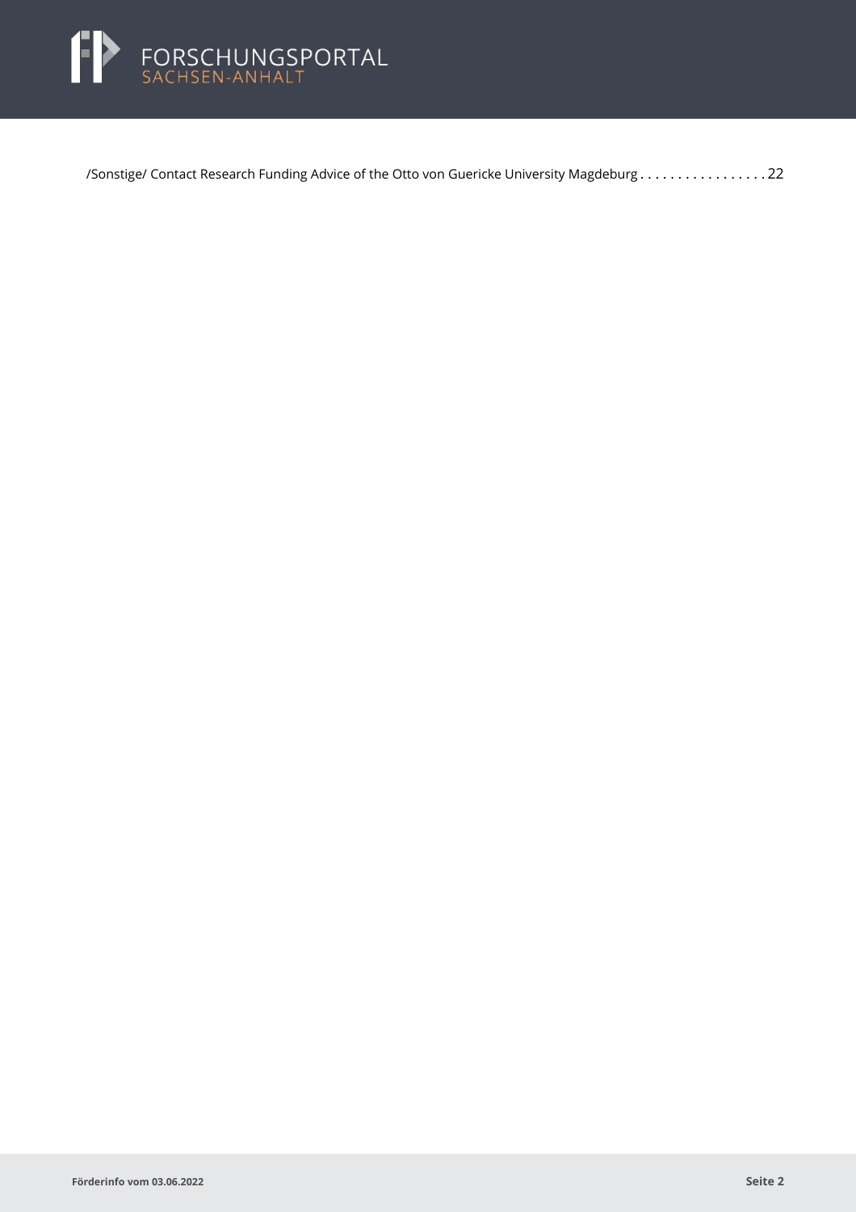/Sonstige/ Contact Research Funding Advice of the Otto von Guericke University Magdeburg . . . . . . . . . . . . . . . . . 22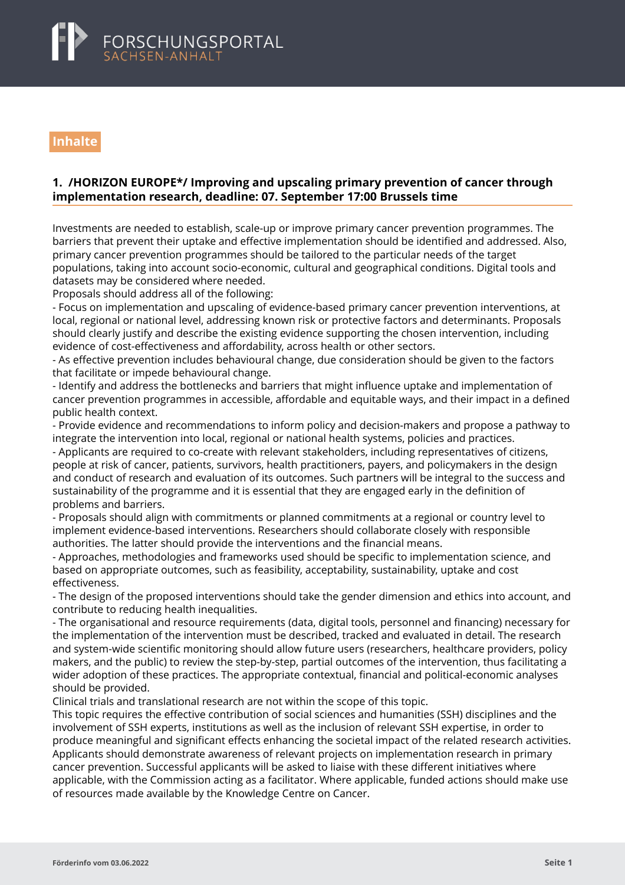## Inhalte

### 1. /HORIZON EUROPE*/ Improving and upscaling primary prevention of cancer through implementation research, deadline: 07. September 17:00 Brussels time

Investments are needed to establish, scale-up or improve primary cancer prevention programmes. The barriers that prevent their uptake and effective implementation should be identified and addressed. Also, primary cancer prevention programmes should be tailored to the particular needs of the target populations, taking into account socio-economic, cultural and geographical conditions. Digital tools and datasets may be considered where needed.

Proposals should address all of the following:

- Focus on implementation and upscaling of evidence-based primary cancer prevention interventions, at local, regional or national level, addressing known risk or protective factors and determinants. Proposals should clearly justify and describe the existing evidence supporting the chosen intervention, including evidence of cost-effectiveness and affordability, across health or other sectors.
- As effective prevention includes behavioural change, due consideration should be given to the factors that facilitate or impede behavioural change.
- Identify and address the bottlenecks and barriers that might influence uptake and implementation of cancer prevention programmes in accessible, affordable and equitable ways, and their impact in a defined public health context.
- Provide evidence and recommendations to inform policy and decision-makers and propose a pathway to integrate the intervention into local, regional or national health systems, policies and practices.
- Applicants are required to co-create with relevant stakeholders, including representatives of citizens, people at risk of cancer, patients, survivors, health practitioners, payers, and policymakers in the design and conduct of research and evaluation of its outcomes. Such partners will be integral to the success and sustainability of the programme and it is essential that they are engaged early in the definition of problems and barriers.
- Proposals should align with commitments or planned commitments at a regional or country level to implement evidence-based interventions. Researchers should collaborate closely with responsible authorities. The latter should provide the interventions and the financial means.
- Approaches, methodologies and frameworks used should be specific to implementation science, and based on appropriate outcomes, such as feasibility, acceptability, sustainability, uptake and cost effectiveness.
- The design of the proposed interventions should take the gender dimension and ethics into account, and contribute to reducing health inequalities.
- The organisational and resource requirements (data, digital tools, personnel and financing) necessary for the implementation of the intervention must be described, tracked and evaluated in detail. The research and system-wide scientific monitoring should allow future users (researchers, healthcare providers, policy makers, and the public) to review the step-by-step, partial outcomes of the intervention, thus facilitating a wider adoption of these practices. The appropriate contextual, financial and political-economic analyses should be provided.

Clinical trials and translational research are not within the scope of this topic.

This topic requires the effective contribution of social sciences and humanities (SSH) disciplines and the involvement of SSH experts, institutions as well as the inclusion of relevant SSH expertise, in order to produce meaningful and significant effects enhancing the societal impact of the related research activities.

Applicants should demonstrate awareness of relevant projects on implementation research in primary cancer prevention. Successful applicants will be asked to liaise with these different initiatives where applicable, with the Commission acting as a facilitator. Where applicable, funded actions should make use of resources made available by the Knowledge Centre on Cancer.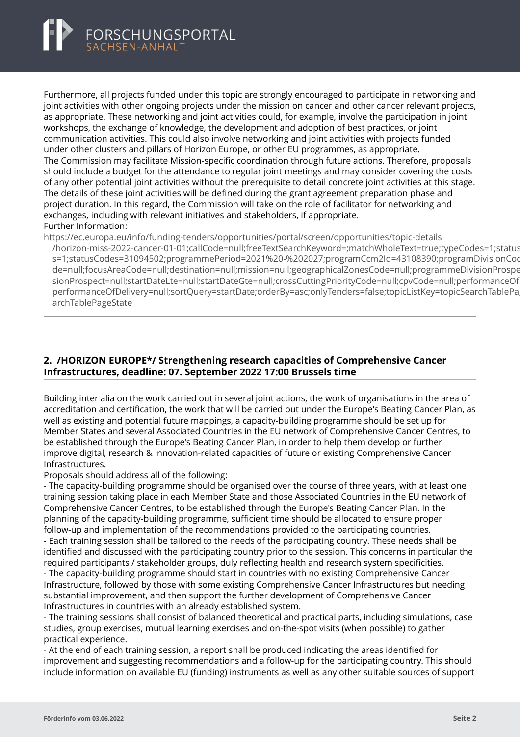Furthermore, all projects funded under this topic are strongly encouraged to participate in networking and joint activities with other ongoing projects under the mission on cancer and other cancer relevant projects, as appropriate. These networking and joint activities could, for example, involve the participation in joint workshops, the exchange of knowledge, the development and adoption of best practices, or joint communication activities. This could also involve networking and joint activities with projects funded under other clusters and pillars of Horizon Europe, or other EU programmes, as appropriate.
The Commission may facilitate Mission-specific coordination through future actions. Therefore, proposals should include a budget for the attendance to regular joint meetings and may consider covering the costs of any other potential joint activities without the prerequisite to detail concrete joint activities at this stage. The details of these joint activities will be defined during the grant agreement preparation phase and project duration. In this regard, the Commission will take on the role of facilitator for networking and exchanges, including with relevant initiatives and stakeholders, if appropriate.
Further Information:
https://ec.europa.eu/info/funding-tenders/opportunities/portal/screen/opportunities/topic-details/horizon-miss-2022-cancer-01-01;callCode=null;freeTextSearchKeyword=;matchWholeText=true;typeCodes=1;statuss=1;statusCodes=31094502;programmePeriod=2021%20-%202027;programCcm2Id=43108390;programDivisionCode=null;focusAreaCode=null;destination=null;mission=null;geographicalZonesCode=null;programmeDivisionProspect=null;startDateLte=null;startDateGte=null;crossCuttingPriorityCode=null;cpvCode=null;performanceOfDelivery=null;sortQuery=startDate;orderBy=asc;onlyTenders=false;topicListKey=topicSearchTablePageState

---

## 2. /HORIZON EUROPE*/ Strengthening research capacities of Comprehensive Cancer Infrastructures, deadline: 07. September 2022 17:00 Brussels time

Building inter alia on the work carried out in several joint actions, the work of organisations in the area of accreditation and certification, the work that will be carried out under the Europe's Beating Cancer Plan, as well as existing and potential future mappings, a capacity-building programme should be set up for Member States and several Associated Countries in the EU network of Comprehensive Cancer Centres, to be established through the Europe's Beating Cancer Plan, in order to help them develop or further improve digital, research & innovation-related capacities of future or existing Comprehensive Cancer Infrastructures.
Proposals should address all of the following:
- The capacity-building programme should be organised over the course of three years, with at least one training session taking place in each Member State and those Associated Countries in the EU network of Comprehensive Cancer Centres, to be established through the Europe's Beating Cancer Plan. In the planning of the capacity-building programme, sufficient time should be allocated to ensure proper follow-up and implementation of the recommendations provided to the participating countries.
- Each training session shall be tailored to the needs of the participating country. These needs shall be identified and discussed with the participating country prior to the session. This concerns in particular the required participants / stakeholder groups, duly reflecting health and research system specificities.
- The capacity-building programme should start in countries with no existing Comprehensive Cancer Infrastructure, followed by those with some existing Comprehensive Cancer Infrastructures but needing substantial improvement, and then support the further development of Comprehensive Cancer Infrastructures in countries with an already established system.
- The training sessions shall consist of balanced theoretical and practical parts, including simulations, case studies, group exercises, mutual learning exercises and on-the-spot visits (when possible) to gather practical experience.
- At the end of each training session, a report shall be produced indicating the areas identified for improvement and suggesting recommendations and a follow-up for the participating country. This should include information on available EU (funding) instruments as well as any other suitable sources of support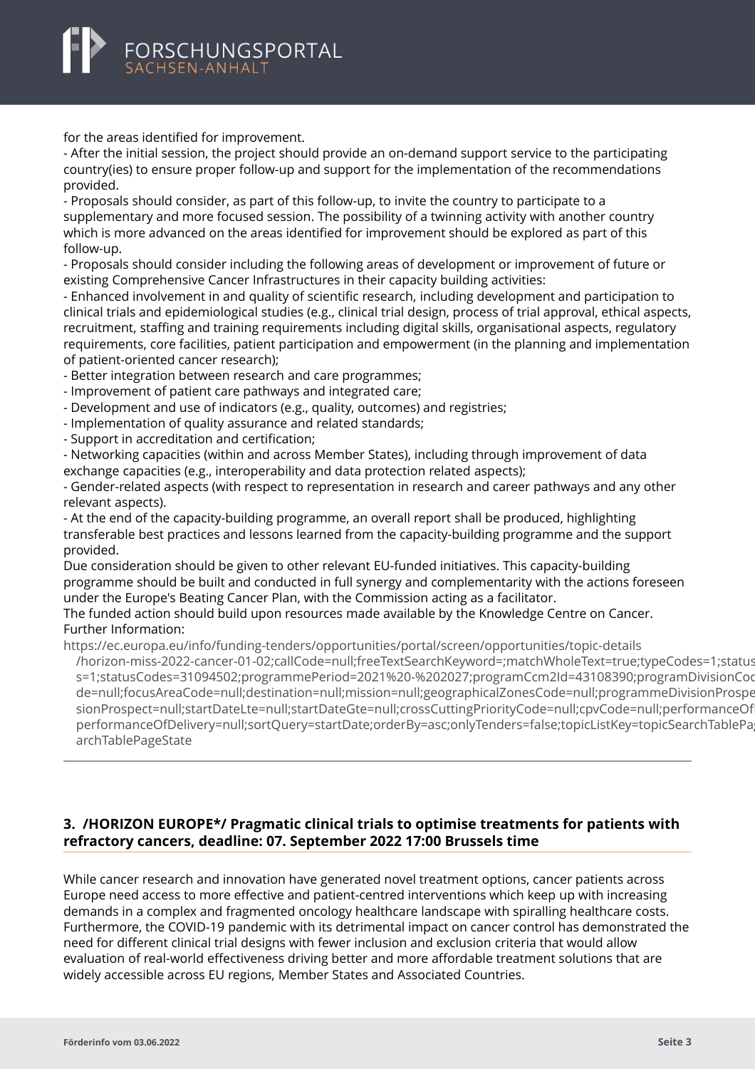for the areas identified for improvement.

- After the initial session, the project should provide an on-demand support service to the participating country(ies) to ensure proper follow-up and support for the implementation of the recommendations provided.
- Proposals should consider, as part of this follow-up, to invite the country to participate to a supplementary and more focused session. The possibility of a twinning activity with another country which is more advanced on the areas identified for improvement should be explored as part of this follow-up.
- Proposals should consider including the following areas of development or improvement of future or existing Comprehensive Cancer Infrastructures in their capacity building activities:
- Enhanced involvement in and quality of scientific research, including development and participation to clinical trials and epidemiological studies (e.g., clinical trial design, process of trial approval, ethical aspects, recruitment, staffing and training requirements including digital skills, organisational aspects, regulatory requirements, core facilities, patient participation and empowerment (in the planning and implementation of patient-oriented cancer research);
- Better integration between research and care programmes;
- Improvement of patient care pathways and integrated care;
- Development and use of indicators (e.g., quality, outcomes) and registries;
- Implementation of quality assurance and related standards;
- Support in accreditation and certification;
- Networking capacities (within and across Member States), including through improvement of data exchange capacities (e.g., interoperability and data protection related aspects);
- Gender-related aspects (with respect to representation in research and career pathways and any other relevant aspects).
- At the end of the capacity-building programme, an overall report shall be produced, highlighting transferable best practices and lessons learned from the capacity-building programme and the support provided.

Due consideration should be given to other relevant EU-funded initiatives. This capacity-building programme should be built and conducted in full synergy and complementarity with the actions foreseen under the Europe's Beating Cancer Plan, with the Commission acting as a facilitator.

The funded action should build upon resources made available by the Knowledge Centre on Cancer.

Further Information:

https://ec.europa.eu/info/funding-tenders/opportunities/portal/screen/opportunities/topic-details/horizon-miss-2022-cancer-01-02;callCode=null;freeTextSearchKeyword=;matchWholeText=true;typeCodes=1;statusCodes=31094502;programmePeriod=2021%20-%202027;programCcm2Id=43108390;programDivisionCode=null;focusAreaCode=null;destination=null;mission=null;geographicalZonesCode=null;programmeDivisionProspect=null;startDateLte=null;startDateGte=null;crossCuttingPriorityCode=null;cpvCode=null;performanceOfDelivery=null;sortQuery=startDate;orderBy=asc;onlyTenders=false;topicListKey=topicSearchTablePageState

---

## 3. /HORIZON EUROPE*/ Pragmatic clinical trials to optimise treatments for patients with refractory cancers, deadline: 07. September 2022 17:00 Brussels time

While cancer research and innovation have generated novel treatment options, cancer patients across Europe need access to more effective and patient-centred interventions which keep up with increasing demands in a complex and fragmented oncology healthcare landscape with spiralling healthcare costs. Furthermore, the COVID-19 pandemic with its detrimental impact on cancer control has demonstrated the need for different clinical trial designs with fewer inclusion and exclusion criteria that would allow evaluation of real-world effectiveness driving better and more affordable treatment solutions that are widely accessible across EU regions, Member States and Associated Countries.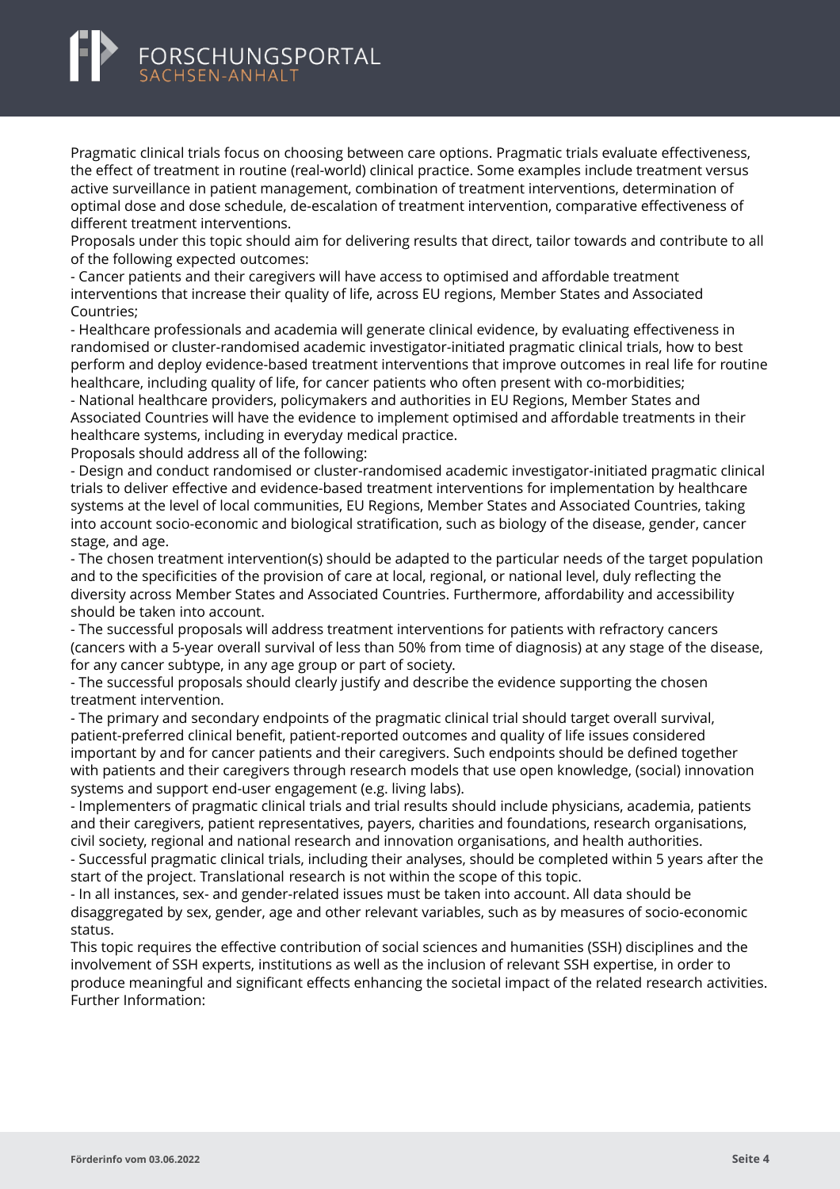Pragmatic clinical trials focus on choosing between care options. Pragmatic trials evaluate effectiveness, the effect of treatment in routine (real-world) clinical practice. Some examples include treatment versus active surveillance in patient management, combination of treatment interventions, determination of optimal dose and dose schedule, de-escalation of treatment intervention, comparative effectiveness of different treatment interventions.

Proposals under this topic should aim for delivering results that direct, tailor towards and contribute to all of the following expected outcomes:

- Cancer patients and their caregivers will have access to optimised and affordable treatment interventions that increase their quality of life, across EU regions, Member States and Associated Countries;
- Healthcare professionals and academia will generate clinical evidence, by evaluating effectiveness in randomised or cluster-randomised academic investigator-initiated pragmatic clinical trials, how to best perform and deploy evidence-based treatment interventions that improve outcomes in real life for routine healthcare, including quality of life, for cancer patients who often present with co-morbidities;
- National healthcare providers, policymakers and authorities in EU Regions, Member States and Associated Countries will have the evidence to implement optimised and affordable treatments in their healthcare systems, including in everyday medical practice.

Proposals should address all of the following:

- Design and conduct randomised or cluster-randomised academic investigator-initiated pragmatic clinical trials to deliver effective and evidence-based treatment interventions for implementation by healthcare systems at the level of local communities, EU Regions, Member States and Associated Countries, taking into account socio-economic and biological stratification, such as biology of the disease, gender, cancer stage, and age.
- The chosen treatment intervention(s) should be adapted to the particular needs of the target population and to the specificities of the provision of care at local, regional, or national level, duly reflecting the diversity across Member States and Associated Countries. Furthermore, affordability and accessibility should be taken into account.
- The successful proposals will address treatment interventions for patients with refractory cancers (cancers with a 5-year overall survival of less than 50% from time of diagnosis) at any stage of the disease, for any cancer subtype, in any age group or part of society.
- The successful proposals should clearly justify and describe the evidence supporting the chosen treatment intervention.
- The primary and secondary endpoints of the pragmatic clinical trial should target overall survival, patient-preferred clinical benefit, patient-reported outcomes and quality of life issues considered important by and for cancer patients and their caregivers. Such endpoints should be defined together with patients and their caregivers through research models that use open knowledge, (social) innovation systems and support end-user engagement (e.g. living labs).
- Implementers of pragmatic clinical trials and trial results should include physicians, academia, patients and their caregivers, patient representatives, payers, charities and foundations, research organisations, civil society, regional and national research and innovation organisations, and health authorities.
- Successful pragmatic clinical trials, including their analyses, should be completed within 5 years after the start of the project. Translational research is not within the scope of this topic.
- In all instances, sex- and gender-related issues must be taken into account. All data should be disaggregated by sex, gender, age and other relevant variables, such as by measures of socio-economic status.

This topic requires the effective contribution of social sciences and humanities (SSH) disciplines and the involvement of SSH experts, institutions as well as the inclusion of relevant SSH expertise, in order to produce meaningful and significant effects enhancing the societal impact of the related research activities.

Further Information: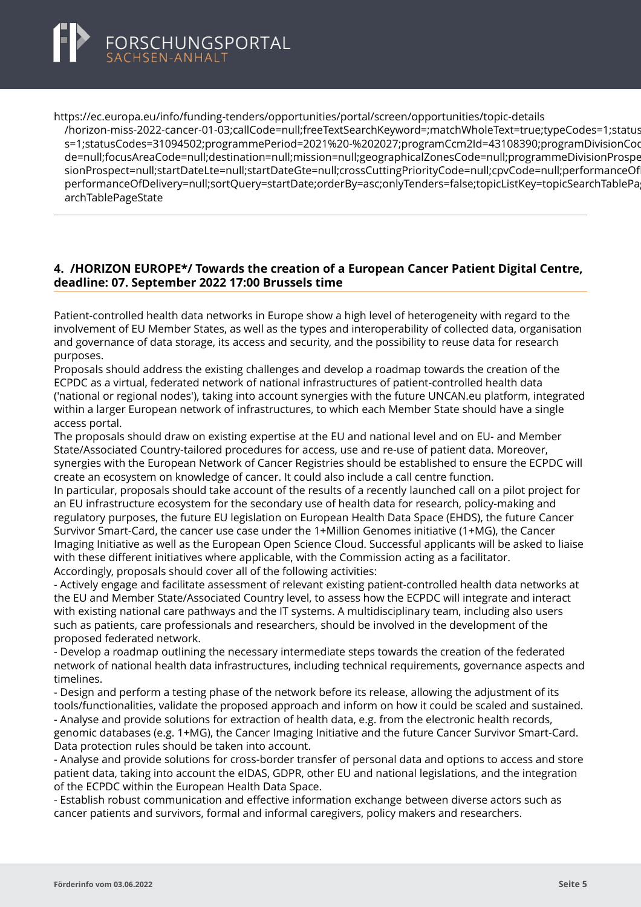https://ec.europa.eu/info/funding-tenders/opportunities/portal/screen/opportunities/topic-details /horizon-miss-2022-cancer-01-03;callCode=null;freeTextSearchKeyword=;matchWholeText=true;typeCodes=1;statuss=1;statusCodes=31094502;programmePeriod=2021%20-%202027;programCcm2Id=43108390;programDivisionCode=null;focusAreaCode=null;destination=null;mission=null;geographicalZonesCode=null;programmeDivisionProspectsionProspect=null;startDateLte=null;startDateGte=null;crossCuttingPriorityCode=null;cpvCode=null;performanceOfperformanceOfDelivery=null;sortQuery=startDate;orderBy=asc;onlyTenders=false;topicListKey=topicSearchTablePagearchTablePageState

---

## 4. /HORIZON EUROPE*/ Towards the creation of a European Cancer Patient Digital Centre, deadline: 07. September 2022 17:00 Brussels time

Patient-controlled health data networks in Europe show a high level of heterogeneity with regard to the involvement of EU Member States, as well as the types and interoperability of collected data, organisation and governance of data storage, its access and security, and the possibility to reuse data for research purposes.
Proposals should address the existing challenges and develop a roadmap towards the creation of the ECPDC as a virtual, federated network of national infrastructures of patient-controlled health data ('national or regional nodes'), taking into account synergies with the future UNCAN.eu platform, integrated within a larger European network of infrastructures, to which each Member State should have a single access portal.
The proposals should draw on existing expertise at the EU and national level and on EU- and Member State/Associated Country-tailored procedures for access, use and re-use of patient data. Moreover, synergies with the European Network of Cancer Registries should be established to ensure the ECPDC will create an ecosystem on knowledge of cancer. It could also include a call centre function.
In particular, proposals should take account of the results of a recently launched call on a pilot project for an EU infrastructure ecosystem for the secondary use of health data for research, policy-making and regulatory purposes, the future EU legislation on European Health Data Space (EHDS), the future Cancer Survivor Smart-Card, the cancer use case under the 1+Million Genomes initiative (1+MG), the Cancer Imaging Initiative as well as the European Open Science Cloud. Successful applicants will be asked to liaise with these different initiatives where applicable, with the Commission acting as a facilitator.
Accordingly, proposals should cover all of the following activities:
- Actively engage and facilitate assessment of relevant existing patient-controlled health data networks at the EU and Member State/Associated Country level, to assess how the ECPDC will integrate and interact with existing national care pathways and the IT systems. A multidisciplinary team, including also users such as patients, care professionals and researchers, should be involved in the development of the proposed federated network.
- Develop a roadmap outlining the necessary intermediate steps towards the creation of the federated network of national health data infrastructures, including technical requirements, governance aspects and timelines.
- Design and perform a testing phase of the network before its release, allowing the adjustment of its tools/functionalities, validate the proposed approach and inform on how it could be scaled and sustained.
- Analyse and provide solutions for extraction of health data, e.g. from the electronic health records, genomic databases (e.g. 1+MG), the Cancer Imaging Initiative and the future Cancer Survivor Smart-Card. Data protection rules should be taken into account.
- Analyse and provide solutions for cross-border transfer of personal data and options to access and store patient data, taking into account the eIDAS, GDPR, other EU and national legislations, and the integration of the ECPDC within the European Health Data Space.
- Establish robust communication and effective information exchange between diverse actors such as cancer patients and survivors, formal and informal caregivers, policy makers and researchers.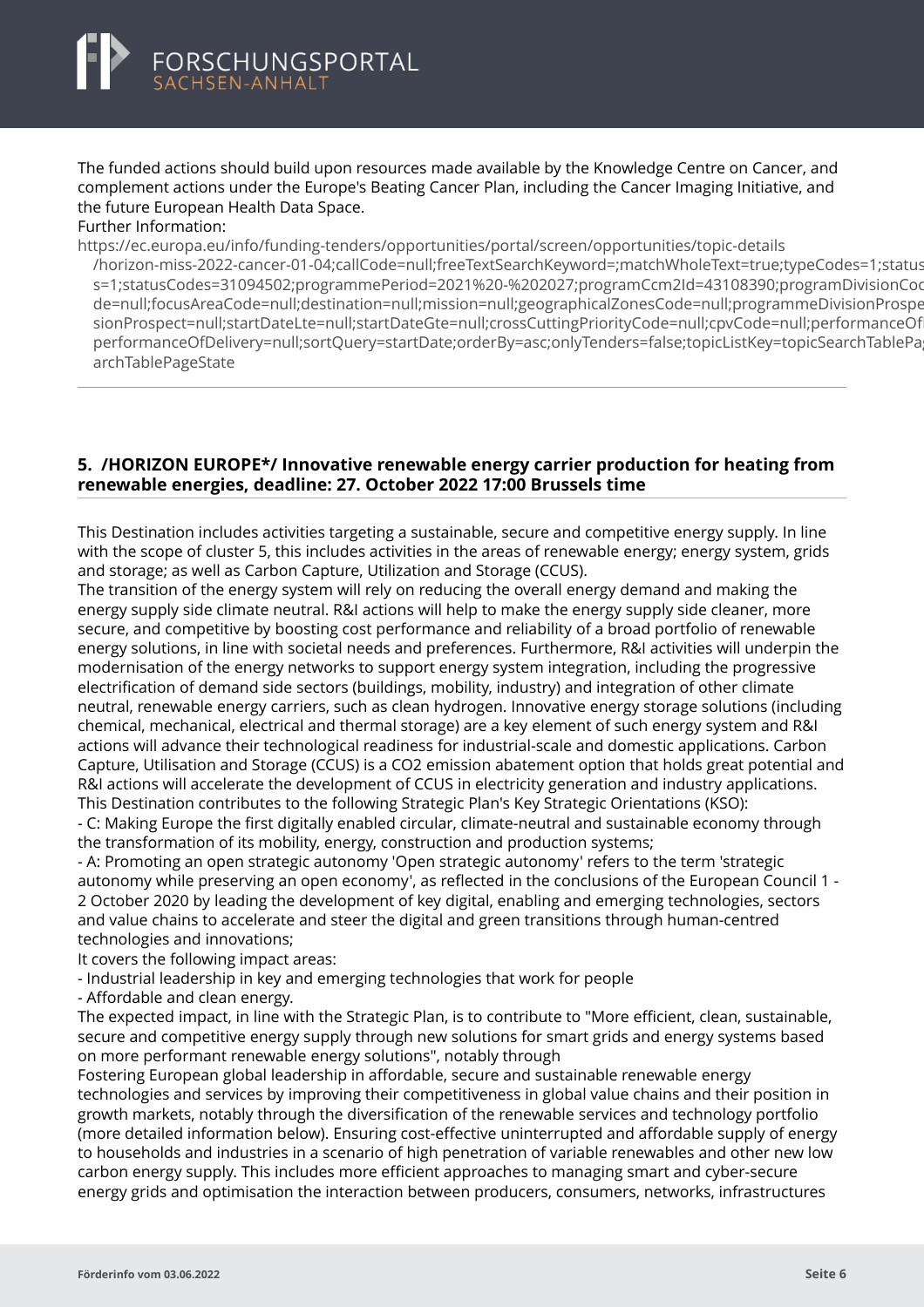The funded actions should build upon resources made available by the Knowledge Centre on Cancer, and complement actions under the Europe's Beating Cancer Plan, including the Cancer Imaging Initiative, and the future European Health Data Space.

Further Information:

https://ec.europa.eu/info/funding-tenders/opportunities/portal/screen/opportunities/topic-details/horizon-miss-2022-cancer-01-04;callCode=null;freeTextSearchKeyword=;matchWholeText=true;typeCodes=1;statusCodes=1;statusCodes=31094502;programmePeriod=2021%20-%202027;programCcm2Id=43108390;programDivisionCode=null;focusAreaCode=null;destination=null;mission=null;geographicalZonesCode=null;programmeDivisionProspect=null;startDateLte=null;startDateGte=null;crossCuttingPriorityCode=null;cpvCode=null;performanceOfDelivery=null;sortQuery=startDate;orderBy=asc;onlyTenders=false;topicListKey=topicSearchTablePageState

---

## 5. /HORIZON EUROPE*/ Innovative renewable energy carrier production for heating from renewable energies, deadline: 27. October 2022 17:00 Brussels time

This Destination includes activities targeting a sustainable, secure and competitive energy supply. In line with the scope of cluster 5, this includes activities in the areas of renewable energy; energy system, grids and storage; as well as Carbon Capture, Utilization and Storage (CCUS).

The transition of the energy system will rely on reducing the overall energy demand and making the energy supply side climate neutral. R&I actions will help to make the energy supply side cleaner, more secure, and competitive by boosting cost performance and reliability of a broad portfolio of renewable energy solutions, in line with societal needs and preferences. Furthermore, R&I activities will underpin the modernisation of the energy networks to support energy system integration, including the progressive electrification of demand side sectors (buildings, mobility, industry) and integration of other climate neutral, renewable energy carriers, such as clean hydrogen. Innovative energy storage solutions (including chemical, mechanical, electrical and thermal storage) are a key element of such energy system and R&I actions will advance their technological readiness for industrial-scale and domestic applications. Carbon Capture, Utilisation and Storage (CCUS) is a $CO_2$ emission abatement option that holds great potential and R&I actions will accelerate the development of CCUS in electricity generation and industry applications.

This Destination contributes to the following Strategic Plan's Key Strategic Orientations (KSO):

- C: Making Europe the first digitally enabled circular, climate-neutral and sustainable economy through the transformation of its mobility, energy, construction and production systems;
- A: Promoting an open strategic autonomy 'Open strategic autonomy' refers to the term 'strategic autonomy while preserving an open economy', as reflected in the conclusions of the European Council 1 - 2 October 2020 by leading the development of key digital, enabling and emerging technologies, sectors and value chains to accelerate and steer the digital and green transitions through human-centred technologies and innovations;

It covers the following impact areas:

- Industrial leadership in key and emerging technologies that work for people
- Affordable and clean energy.

The expected impact, in line with the Strategic Plan, is to contribute to "More efficient, clean, sustainable, secure and competitive energy supply through new solutions for smart grids and energy systems based on more performant renewable energy solutions", notably through

Fostering European global leadership in affordable, secure and sustainable renewable energy technologies and services by improving their competitiveness in global value chains and their position in growth markets, notably through the diversification of the renewable services and technology portfolio (more detailed information below). Ensuring cost-effective uninterrupted and affordable supply of energy to households and industries in a scenario of high penetration of variable renewables and other new low carbon energy supply. This includes more efficient approaches to managing smart and cyber-secure energy grids and optimisation the interaction between producers, consumers, networks, infrastructures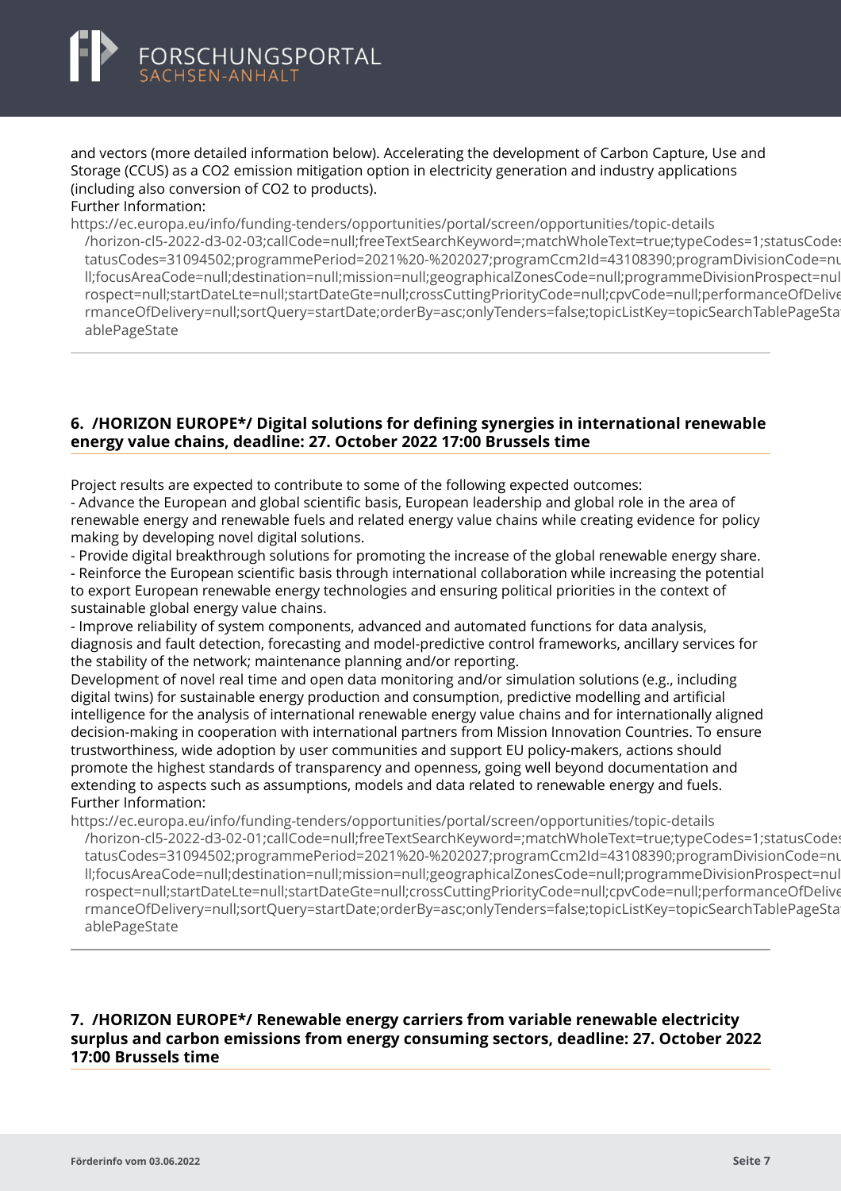and vectors (more detailed information below). Accelerating the development of Carbon Capture, Use and Storage (CCUS) as a $CO_2$ emission mitigation option in electricity generation and industry applications (including also conversion of $CO_2$ to products).
Further Information:
https://ec.europa.eu/info/funding-tenders/opportunities/portal/screen/opportunities/topic-details/horizon-cl5-2022-d3-02-03;callCode=null;freeTextSearchKeyword=;matchWholeText=true;typeCodes=1;statusCodes=31094502;programmePeriod=2021%20-%202027;programCcm2Id=43108390;programDivisionCode=null;focusAreaCode=null;destination=null;mission=null;geographicalZonesCode=null;programmeDivisionProspect=null;startDateLte=null;startDateGte=null;crossCuttingPriorityCode=null;cpvCode=null;performanceOfDelivery=null;sortQuery=startDate;orderBy=asc;onlyTenders=false;topicListKey=topicSearchTablePageState

## 6. /HORIZON EUROPE*/ Digital solutions for defining synergies in international renewable energy value chains, deadline: 27. October 2022 17:00 Brussels time

Project results are expected to contribute to some of the following expected outcomes:
- Advance the European and global scientific basis, European leadership and global role in the area of renewable energy and renewable fuels and related energy value chains while creating evidence for policy making by developing novel digital solutions.
- Provide digital breakthrough solutions for promoting the increase of the global renewable energy share.
- Reinforce the European scientific basis through international collaboration while increasing the potential to export European renewable energy technologies and ensuring political priorities in the context of sustainable global energy value chains.
- Improve reliability of system components, advanced and automated functions for data analysis, diagnosis and fault detection, forecasting and model-predictive control frameworks, ancillary services for the stability of the network; maintenance planning and/or reporting.

Development of novel real time and open data monitoring and/or simulation solutions (e.g., including digital twins) for sustainable energy production and consumption, predictive modelling and artificial intelligence for the analysis of international renewable energy value chains and for internationally aligned decision-making in cooperation with international partners from Mission Innovation Countries. To ensure trustworthiness, wide adoption by user communities and support EU policy-makers, actions should promote the highest standards of transparency and openness, going well beyond documentation and extending to aspects such as assumptions, models and data related to renewable energy and fuels.
Further Information:
https://ec.europa.eu/info/funding-tenders/opportunities/portal/screen/opportunities/topic-details/horizon-cl5-2022-d3-02-01;callCode=null;freeTextSearchKeyword=;matchWholeText=true;typeCodes=1;statusCodes=31094502;programmePeriod=2021%20-%202027;programCcm2Id=43108390;programDivisionCode=null;focusAreaCode=null;destination=null;mission=null;geographicalZonesCode=null;programmeDivisionProspect=null;startDateLte=null;startDateGte=null;crossCuttingPriorityCode=null;cpvCode=null;performanceOfDelivery=null;sortQuery=startDate;orderBy=asc;onlyTenders=false;topicListKey=topicSearchTablePageState

## 7. /HORIZON EUROPE*/ Renewable energy carriers from variable renewable electricity surplus and carbon emissions from energy consuming sectors, deadline: 27. October 2022 17:00 Brussels time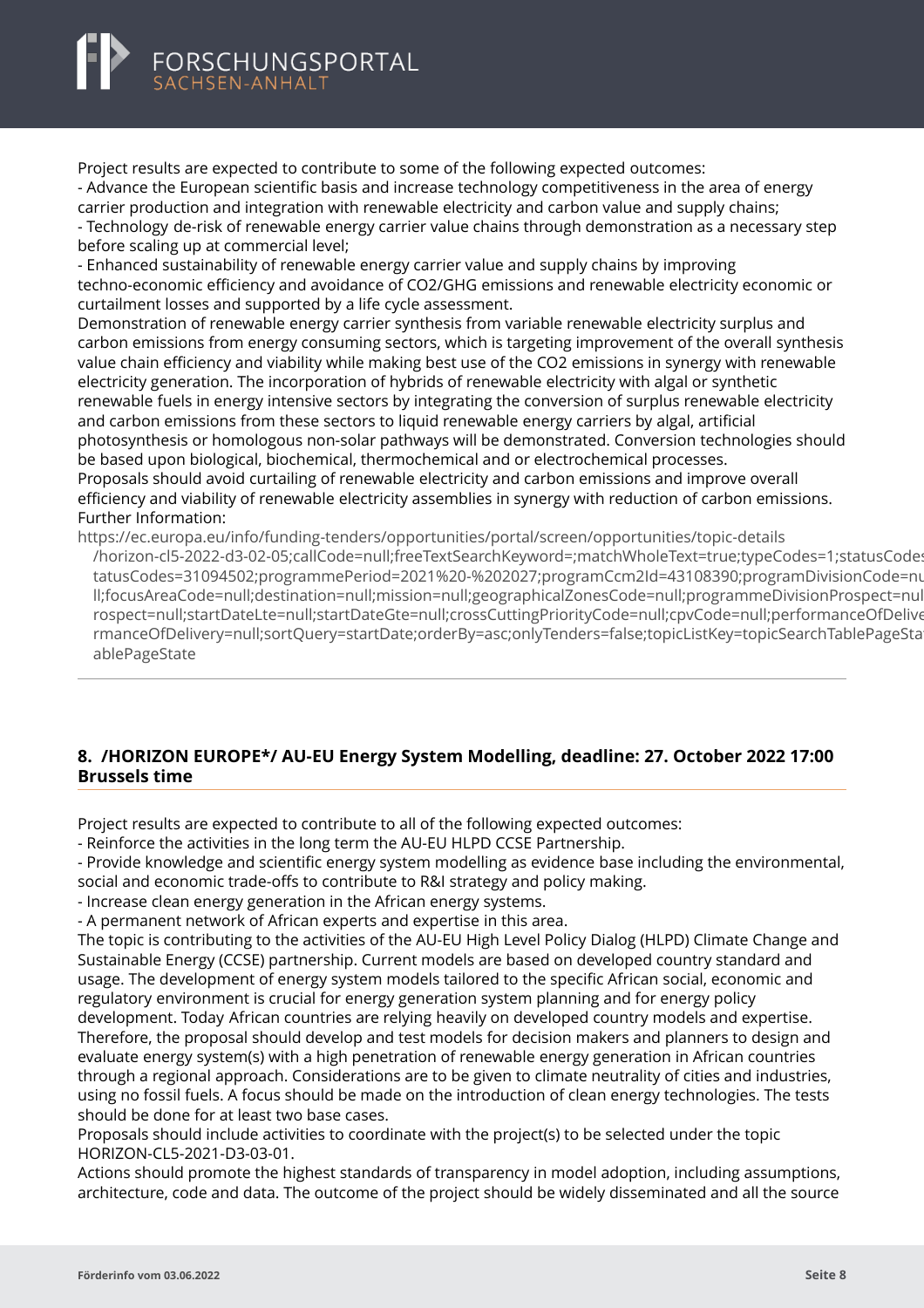Project results are expected to contribute to some of the following expected outcomes:
- Advance the European scientific basis and increase technology competitiveness in the area of energy carrier production and integration with renewable electricity and carbon value and supply chains;
- Technology de-risk of renewable energy carrier value chains through demonstration as a necessary step before scaling up at commercial level;
- Enhanced sustainability of renewable energy carrier value and supply chains by improving techno-economic efficiency and avoidance of $CO_2$/GHG emissions and renewable electricity economic or curtailment losses and supported by a life cycle assessment.

Demonstration of renewable energy carrier synthesis from variable renewable electricity surplus and carbon emissions from energy consuming sectors, which is targeting improvement of the overall synthesis value chain efficiency and viability while making best use of the $CO_2$ emissions in synergy with renewable electricity generation. The incorporation of hybrids of renewable electricity with algal or synthetic renewable fuels in energy intensive sectors by integrating the conversion of surplus renewable electricity and carbon emissions from these sectors to liquid renewable energy carriers by algal, artificial photosynthesis or homologous non-solar pathways will be demonstrated. Conversion technologies should be based upon biological, biochemical, thermochemical and or electrochemical processes.

Proposals should avoid curtailing of renewable electricity and carbon emissions and improve overall efficiency and viability of renewable electricity assemblies in synergy with reduction of carbon emissions.

Further Information:

https://ec.europa.eu/info/funding-tenders/opportunities/portal/screen/opportunities/topic-details/horizon-cl5-2022-d3-02-05;callCode=null;freeTextSearchKeyword=;matchWholeText=true;typeCodes=1;statusCodes=31094502;programmePeriod=2021%20-%202027;programCcm2Id=43108390;programDivisionCode=null;focusAreaCode=null;destination=null;mission=null;geographicalZonesCode=null;programmeDivisionProspect=null;startDateLte=null;startDateGte=null;crossCuttingPriorityCode=null;cpvCode=null;performanceOfDelivery=null;sortQuery=startDate;orderBy=asc;onlyTenders=false;topicListKey=topicSearchTablePageState

## 8. /HORIZON EUROPE*/ AU-EU Energy System Modelling, deadline: 27. October 2022 17:00 Brussels time

Project results are expected to contribute to all of the following expected outcomes:
- Reinforce the activities in the long term the AU-EU HLPD CCSE Partnership.
- Provide knowledge and scientific energy system modelling as evidence base including the environmental, social and economic trade-offs to contribute to R&I strategy and policy making.
- Increase clean energy generation in the African energy systems.
- A permanent network of African experts and expertise in this area.

The topic is contributing to the activities of the AU-EU High Level Policy Dialog (HLPD) Climate Change and Sustainable Energy (CCSE) partnership. Current models are based on developed country standard and usage. The development of energy system models tailored to the specific African social, economic and regulatory environment is crucial for energy generation system planning and for energy policy development. Today African countries are relying heavily on developed country models and expertise. Therefore, the proposal should develop and test models for decision makers and planners to design and evaluate energy system(s) with a high penetration of renewable energy generation in African countries through a regional approach. Considerations are to be given to climate neutrality of cities and industries, using no fossil fuels. A focus should be made on the introduction of clean energy technologies. The tests should be done for at least two base cases.

Proposals should include activities to coordinate with the project(s) to be selected under the topic HORIZON-CL5-2021-D3-03-01.

Actions should promote the highest standards of transparency in model adoption, including assumptions, architecture, code and data. The outcome of the project should be widely disseminated and all the source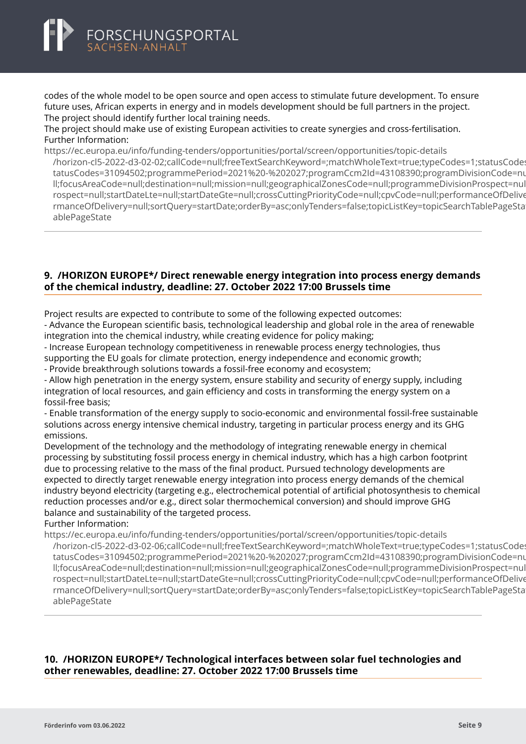codes of the whole model to be open source and open access to stimulate future development. To ensure future uses, African experts in energy and in models development should be full partners in the project. The project should identify further local training needs.
The project should make use of existing European activities to create synergies and cross-fertilisation.
Further Information:
https://ec.europa.eu/info/funding-tenders/opportunities/portal/screen/opportunities/topic-details/horizon-cl5-2022-d3-02-02;callCode=null;freeTextSearchKeyword=;matchWholeText=true;typeCodes=1;statusCodes=31094502;programmePeriod=2021%20-%202027;programCcm2Id=43108390;programDivisionCode=null;focusAreaCode=null;destination=null;mission=null;geographicalZonesCode=null;programmeDivisionProspect=null;startDateLte=null;startDateGte=null;crossCuttingPriorityCode=null;cpvCode=null;performanceOfDelivery=null;sortQuery=startDate;orderBy=asc;onlyTenders=false;topicListKey=topicSearchTablePageState

## 9. /HORIZON EUROPE*/ Direct renewable energy integration into process energy demands of the chemical industry, deadline: 27. October 2022 17:00 Brussels time

Project results are expected to contribute to some of the following expected outcomes:
- Advance the European scientific basis, technological leadership and global role in the area of renewable integration into the chemical industry, while creating evidence for policy making;
- Increase European technology competitiveness in renewable process energy technologies, thus supporting the EU goals for climate protection, energy independence and economic growth;
- Provide breakthrough solutions towards a fossil-free economy and ecosystem;
- Allow high penetration in the energy system, ensure stability and security of energy supply, including integration of local resources, and gain efficiency and costs in transforming the energy system on a fossil-free basis;
- Enable transformation of the energy supply to socio-economic and environmental fossil-free sustainable solutions across energy intensive chemical industry, targeting in particular process energy and its GHG emissions.

Development of the technology and the methodology of integrating renewable energy in chemical processing by substituting fossil process energy in chemical industry, which has a high carbon footprint due to processing relative to the mass of the final product. Pursued technology developments are expected to directly target renewable energy integration into process energy demands of the chemical industry beyond electricity (targeting e.g., electrochemical potential of artificial photosynthesis to chemical reduction processes and/or e.g., direct solar thermochemical conversion) and should improve GHG balance and sustainability of the targeted process.
Further Information:
https://ec.europa.eu/info/funding-tenders/opportunities/portal/screen/opportunities/topic-details/horizon-cl5-2022-d3-02-06;callCode=null;freeTextSearchKeyword=;matchWholeText=true;typeCodes=1;statusCodes=31094502;programmePeriod=2021%20-%202027;programCcm2Id=43108390;programDivisionCode=null;focusAreaCode=null;destination=null;mission=null;geographicalZonesCode=null;programmeDivisionProspect=null;startDateLte=null;startDateGte=null;crossCuttingPriorityCode=null;cpvCode=null;performanceOfDelivery=null;sortQuery=startDate;orderBy=asc;onlyTenders=false;topicListKey=topicSearchTablePageState

## 10. /HORIZON EUROPE*/ Technological interfaces between solar fuel technologies and other renewables, deadline: 27. October 2022 17:00 Brussels time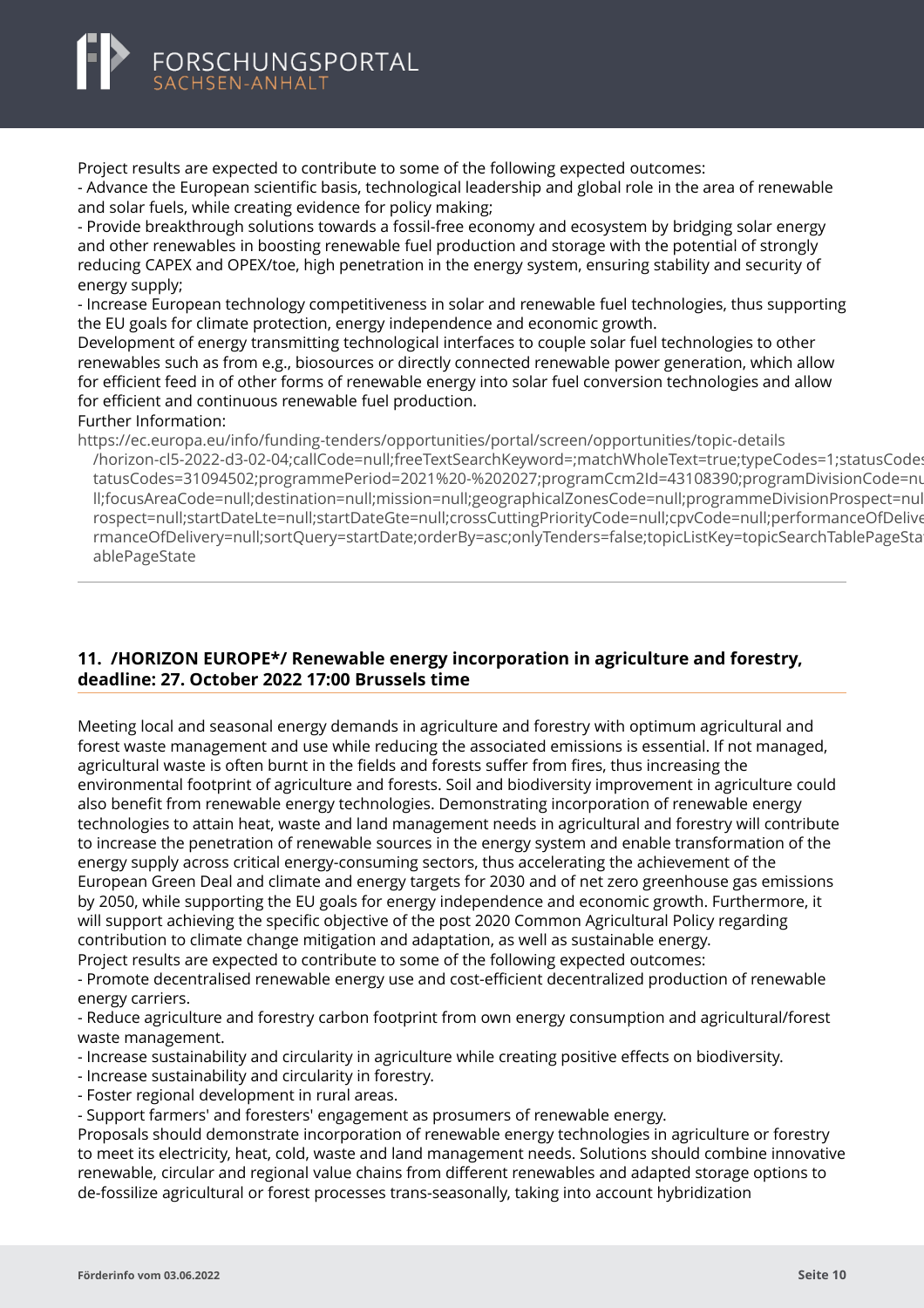Project results are expected to contribute to some of the following expected outcomes:

- Advance the European scientific basis, technological leadership and global role in the area of renewable and solar fuels, while creating evidence for policy making;
- Provide breakthrough solutions towards a fossil-free economy and ecosystem by bridging solar energy and other renewables in boosting renewable fuel production and storage with the potential of strongly reducing CAPEX and OPEX/toe, high penetration in the energy system, ensuring stability and security of energy supply;
- Increase European technology competitiveness in solar and renewable fuel technologies, thus supporting the EU goals for climate protection, energy independence and economic growth.

Development of energy transmitting technological interfaces to couple solar fuel technologies to other renewables such as from e.g., biosources or directly connected renewable power generation, which allow for efficient feed in of other forms of renewable energy into solar fuel conversion technologies and allow for efficient and continuous renewable fuel production.

Further Information:

https://ec.europa.eu/info/funding-tenders/opportunities/portal/screen/opportunities/topic-details/horizon-cl5-2022-d3-02-04;callCode=null;freeTextSearchKeyword=;matchWholeText=true;typeCodes=1;statusCodes=31094502;programmePeriod=2021%20-%202027;programCcm2Id=43108390;programDivisionCode=null;focusAreaCode=null;destination=null;mission=null;geographicalZonesCode=null;programmeDivisionProspect=null;startDateLte=null;startDateGte=null;crossCuttingPriorityCode=null;cpvCode=null;performanceOfDelivery=null;sortQuery=startDate;orderBy=asc;onlyTenders=false;topicListKey=topicSearchTablePageState

## 11. /HORIZON EUROPE*/ Renewable energy incorporation in agriculture and forestry, deadline: 27. October 2022 17:00 Brussels time

Meeting local and seasonal energy demands in agriculture and forestry with optimum agricultural and forest waste management and use while reducing the associated emissions is essential. If not managed, agricultural waste is often burnt in the fields and forests suffer from fires, thus increasing the environmental footprint of agriculture and forests. Soil and biodiversity improvement in agriculture could also benefit from renewable energy technologies. Demonstrating incorporation of renewable energy technologies to attain heat, waste and land management needs in agricultural and forestry will contribute to increase the penetration of renewable sources in the energy system and enable transformation of the energy supply across critical energy-consuming sectors, thus accelerating the achievement of the European Green Deal and climate and energy targets for 2030 and of net zero greenhouse gas emissions by 2050, while supporting the EU goals for energy independence and economic growth. Furthermore, it will support achieving the specific objective of the post 2020 Common Agricultural Policy regarding contribution to climate change mitigation and adaptation, as well as sustainable energy.

Project results are expected to contribute to some of the following expected outcomes:

- Promote decentralised renewable energy use and cost-efficient decentralized production of renewable energy carriers.
- Reduce agriculture and forestry carbon footprint from own energy consumption and agricultural/forest waste management.
- Increase sustainability and circularity in agriculture while creating positive effects on biodiversity.
- Increase sustainability and circularity in forestry.
- Foster regional development in rural areas.
- Support farmers' and foresters' engagement as prosumers of renewable energy.

Proposals should demonstrate incorporation of renewable energy technologies in agriculture or forestry to meet its electricity, heat, cold, waste and land management needs. Solutions should combine innovative renewable, circular and regional value chains from different renewables and adapted storage options to de-fossilize agricultural or forest processes trans-seasonally, taking into account hybridization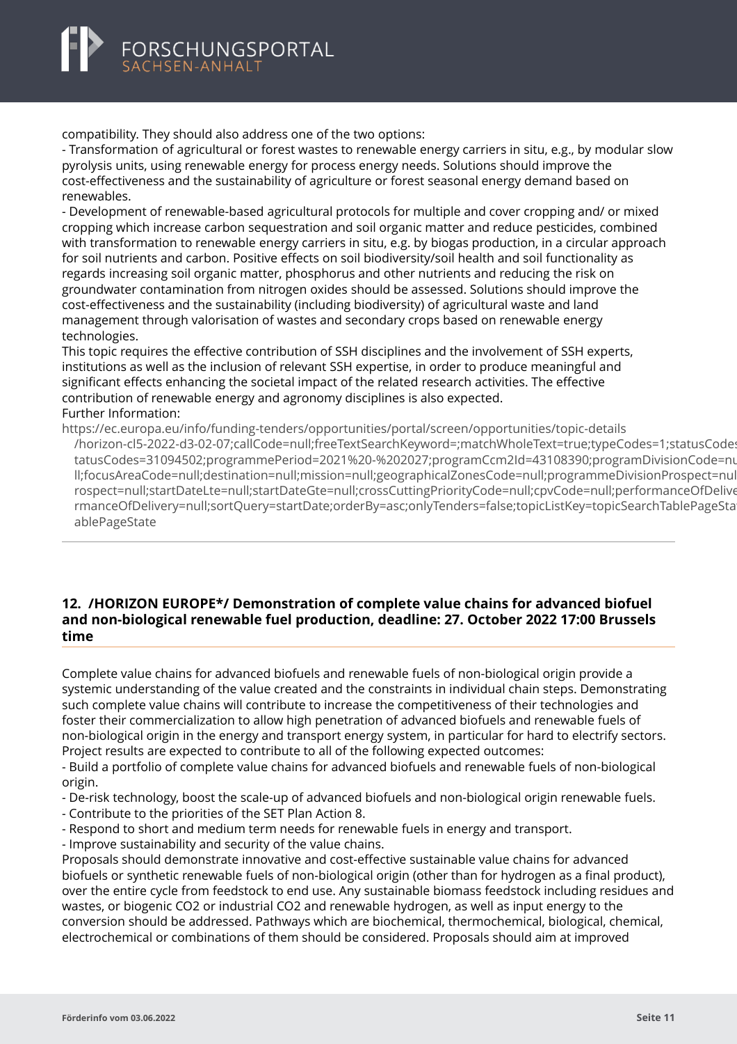compatibility. They should also address one of the two options:

- Transformation of agricultural or forest wastes to renewable energy carriers in situ, e.g., by modular slow pyrolysis units, using renewable energy for process energy needs. Solutions should improve the cost-effectiveness and the sustainability of agriculture or forest seasonal energy demand based on renewables.
- Development of renewable-based agricultural protocols for multiple and cover cropping and/ or mixed cropping which increase carbon sequestration and soil organic matter and reduce pesticides, combined with transformation to renewable energy carriers in situ, e.g. by biogas production, in a circular approach for soil nutrients and carbon. Positive effects on soil biodiversity/soil health and soil functionality as regards increasing soil organic matter, phosphorus and other nutrients and reducing the risk on groundwater contamination from nitrogen oxides should be assessed. Solutions should improve the cost-effectiveness and the sustainability (including biodiversity) of agricultural waste and land management through valorisation of wastes and secondary crops based on renewable energy technologies.

This topic requires the effective contribution of SSH disciplines and the involvement of SSH experts, institutions as well as the inclusion of relevant SSH expertise, in order to produce meaningful and significant effects enhancing the societal impact of the related research activities. The effective contribution of renewable energy and agronomy disciplines is also expected.

Further Information:

https://ec.europa.eu/info/funding-tenders/opportunities/portal/screen/opportunities/topic-details/horizon-cl5-2022-d3-02-07;callCode=null;freeTextSearchKeyword=;matchWholeText=true;typeCodes=1;statusCodes tatusCodes=31094502;programmePeriod=2021%20-%202027;programCcm2Id=43108390;programDivisionCode=null;focusAreaCode=null;destination=null;mission=null;geographicalZonesCode=null;programmeDivisionProspect=null rospect=null;startDateLte=null;startDateGte=null;crossCuttingPriorityCode=null;cpvCode=null;performanceOfDelive rmanceOfDelivery=null;sortQuery=startDate;orderBy=asc;onlyTenders=false;topicListKey=topicSearchTablePageSta ablePageState

---

## 12. /HORIZON EUROPE*/ Demonstration of complete value chains for advanced biofuel and non-biological renewable fuel production, deadline: 27. October 2022 17:00 Brussels time

Complete value chains for advanced biofuels and renewable fuels of non-biological origin provide a systemic understanding of the value created and the constraints in individual chain steps. Demonstrating such complete value chains will contribute to increase the competitiveness of their technologies and foster their commercialization to allow high penetration of advanced biofuels and renewable fuels of non-biological origin in the energy and transport energy system, in particular for hard to electrify sectors.

Project results are expected to contribute to all of the following expected outcomes:

- Build a portfolio of complete value chains for advanced biofuels and renewable fuels of non-biological origin.
- De-risk technology, boost the scale-up of advanced biofuels and non-biological origin renewable fuels.
- Contribute to the priorities of the SET Plan Action 8.
- Respond to short and medium term needs for renewable fuels in energy and transport.
- Improve sustainability and security of the value chains.

Proposals should demonstrate innovative and cost-effective sustainable value chains for advanced biofuels or synthetic renewable fuels of non-biological origin (other than for hydrogen as a final product), over the entire cycle from feedstock to end use. Any sustainable biomass feedstock including residues and wastes, or biogenic CO2 or industrial CO2 and renewable hydrogen, as well as input energy to the conversion should be addressed. Pathways which are biochemical, thermochemical, biological, chemical, electrochemical or combinations of them should be considered. Proposals should aim at improved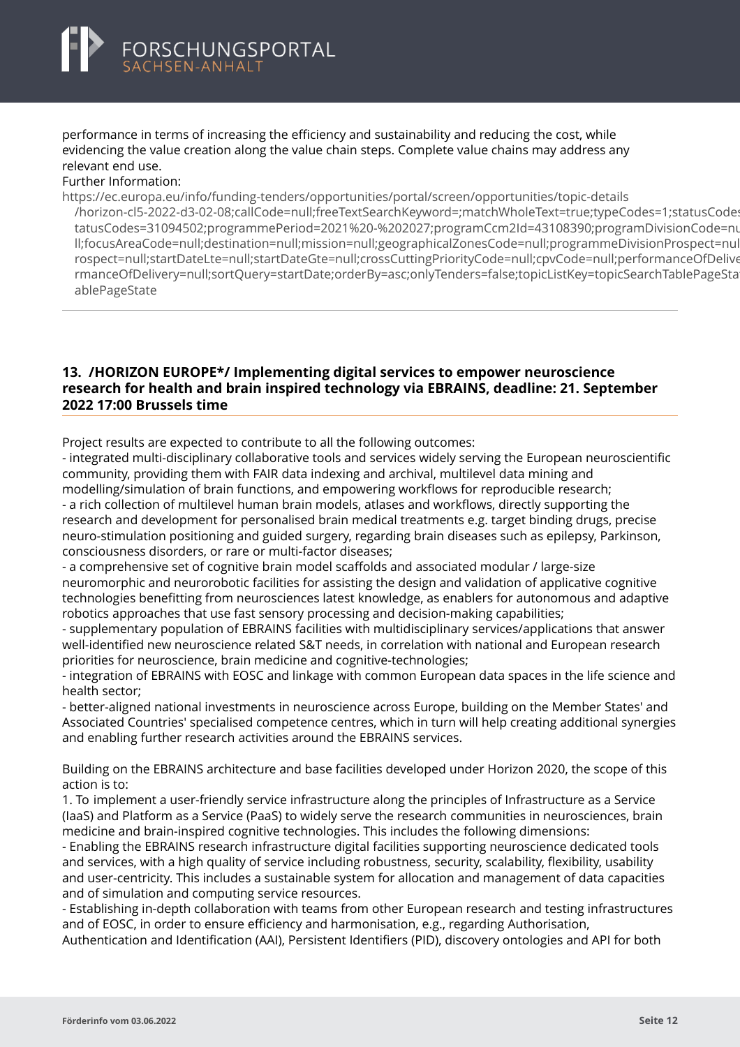performance in terms of increasing the efficiency and sustainability and reducing the cost, while evidencing the value creation along the value chain steps. Complete value chains may address any relevant end use.

Further Information:

https://ec.europa.eu/info/funding-tenders/opportunities/portal/screen/opportunities/topic-details/horizon-cl5-2022-d3-02-08;callCode=null;freeTextSearchKeyword=;matchWholeText=true;typeCodes=1;statusCodes=31094502;programmePeriod=2021%20-%202027;programCcm2Id=43108390;programDivisionCode=null;focusAreaCode=null;destination=null;mission=null;geographicalZonesCode=null;programmeDivisionProspect=null;startDateLte=null;startDateGte=null;crossCuttingPriorityCode=null;cpvCode=null;performanceOfDelivery=null;sortQuery=startDate;orderBy=asc;onlyTenders=false;topicListKey=topicSearchTablePageState

---

### 13. /HORIZON EUROPE*/ Implementing digital services to empower neuroscience research for health and brain inspired technology via EBRAINS, deadline: 21. September 2022 17:00 Brussels time

Project results are expected to contribute to all the following outcomes:

- integrated multi-disciplinary collaborative tools and services widely serving the European neuroscientific community, providing them with FAIR data indexing and archival, multilevel data mining and modelling/simulation of brain functions, and empowering workflows for reproducible research;
- a rich collection of multilevel human brain models, atlases and workflows, directly supporting the research and development for personalised brain medical treatments e.g. target binding drugs, precise neuro-stimulation positioning and guided surgery, regarding brain diseases such as epilepsy, Parkinson, consciousness disorders, or rare or multi-factor diseases;
- a comprehensive set of cognitive brain model scaffolds and associated modular / large-size neuromorphic and neurorobotic facilities for assisting the design and validation of applicative cognitive technologies benefitting from neurosciences latest knowledge, as enablers for autonomous and adaptive robotics approaches that use fast sensory processing and decision-making capabilities;
- supplementary population of EBRAINS facilities with multidisciplinary services/applications that answer well-identified new neuroscience related S&T needs, in correlation with national and European research priorities for neuroscience, brain medicine and cognitive-technologies;
- integration of EBRAINS with EOSC and linkage with common European data spaces in the life science and health sector;
- better-aligned national investments in neuroscience across Europe, building on the Member States' and Associated Countries' specialised competence centres, which in turn will help creating additional synergies and enabling further research activities around the EBRAINS services.

Building on the EBRAINS architecture and base facilities developed under Horizon 2020, the scope of this action is to:

1. To implement a user-friendly service infrastructure along the principles of Infrastructure as a Service (IaaS) and Platform as a Service (PaaS) to widely serve the research communities in neurosciences, brain medicine and brain-inspired cognitive technologies. This includes the following dimensions:

- Enabling the EBRAINS research infrastructure digital facilities supporting neuroscience dedicated tools and services, with a high quality of service including robustness, security, scalability, flexibility, usability and user-centricity. This includes a sustainable system for allocation and management of data capacities and of simulation and computing service resources.
- Establishing in-depth collaboration with teams from other European research and testing infrastructures and of EOSC, in order to ensure efficiency and harmonisation, e.g., regarding Authorisation, Authentication and Identification (AAI), Persistent Identifiers (PID), discovery ontologies and API for both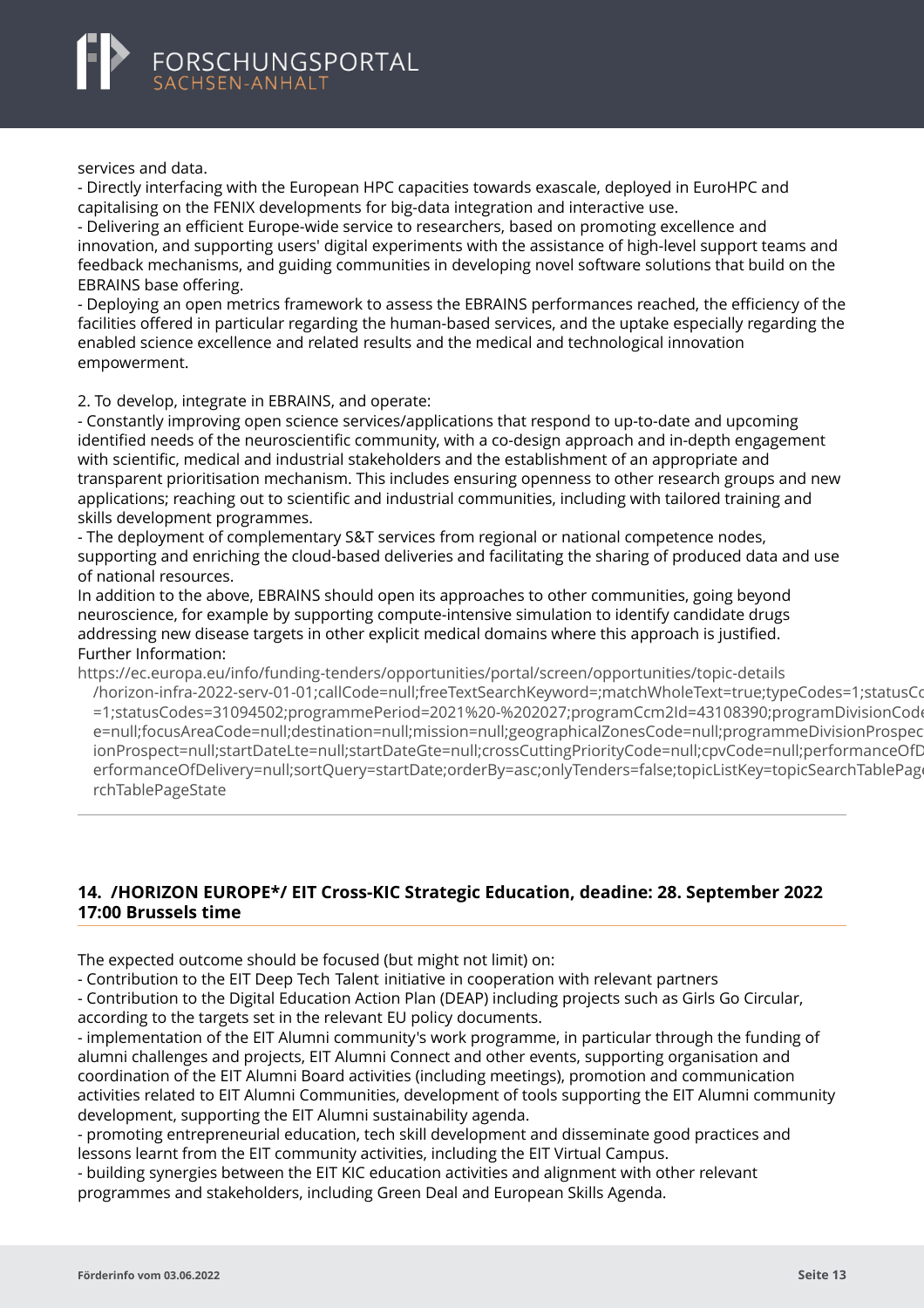services and data.
- Directly interfacing with the European HPC capacities towards exascale, deployed in EuroHPC and capitalising on the FENIX developments for big-data integration and interactive use.
- Delivering an efficient Europe-wide service to researchers, based on promoting excellence and innovation, and supporting users' digital experiments with the assistance of high-level support teams and feedback mechanisms, and guiding communities in developing novel software solutions that build on the EBRAINS base offering.
- Deploying an open metrics framework to assess the EBRAINS performances reached, the efficiency of the facilities offered in particular regarding the human-based services, and the uptake especially regarding the enabled science excellence and related results and the medical and technological innovation empowerment.

2. To develop, integrate in EBRAINS, and operate:
- Constantly improving open science services/applications that respond to up-to-date and upcoming identified needs of the neuroscientific community, with a co-design approach and in-depth engagement with scientific, medical and industrial stakeholders and the establishment of an appropriate and transparent prioritisation mechanism. This includes ensuring openness to other research groups and new applications; reaching out to scientific and industrial communities, including with tailored training and skills development programmes.
- The deployment of complementary S&T services from regional or national competence nodes, supporting and enriching the cloud-based deliveries and facilitating the sharing of produced data and use of national resources.
In addition to the above, EBRAINS should open its approaches to other communities, going beyond neuroscience, for example by supporting compute-intensive simulation to identify candidate drugs addressing new disease targets in other explicit medical domains where this approach is justified.
Further Information:
https://ec.europa.eu/info/funding-tenders/opportunities/portal/screen/opportunities/topic-details/horizon-infra-2022-serv-01-01;callCode=null;freeTextSearchKeyword=;matchWholeText=true;typeCodes=1;statusCodes=1;statusCodes=31094502;programmePeriod=2021%20-%202027;programCcm2Id=43108390;programDivisionCode=null;focusAreaCode=null;destination=null;mission=null;geographicalZonesCode=null;programmeDivisionProspect=null;startDateLte=null;startDateGte=null;crossCuttingPriorityCode=null;cpvCode=null;performanceOfDelivery=null;sortQuery=startDate;orderBy=asc;onlyTenders=false;topicListKey=topicSearchTablePageState

---

### 14. /HORIZON EUROPE*/ EIT Cross-KIC Strategic Education, deadine: 28. September 2022 17:00 Brussels time

The expected outcome should be focused (but might not limit) on:
- Contribution to the EIT Deep Tech Talent initiative in cooperation with relevant partners
- Contribution to the Digital Education Action Plan (DEAP) including projects such as Girls Go Circular, according to the targets set in the relevant EU policy documents.
- implementation of the EIT Alumni community's work programme, in particular through the funding of alumni challenges and projects, EIT Alumni Connect and other events, supporting organisation and coordination of the EIT Alumni Board activities (including meetings), promotion and communication activities related to EIT Alumni Communities, development of tools supporting the EIT Alumni community development, supporting the EIT Alumni sustainability agenda.
- promoting entrepreneurial education, tech skill development and disseminate good practices and lessons learnt from the EIT community activities, including the EIT Virtual Campus.
- building synergies between the EIT KIC education activities and alignment with other relevant programmes and stakeholders, including Green Deal and European Skills Agenda.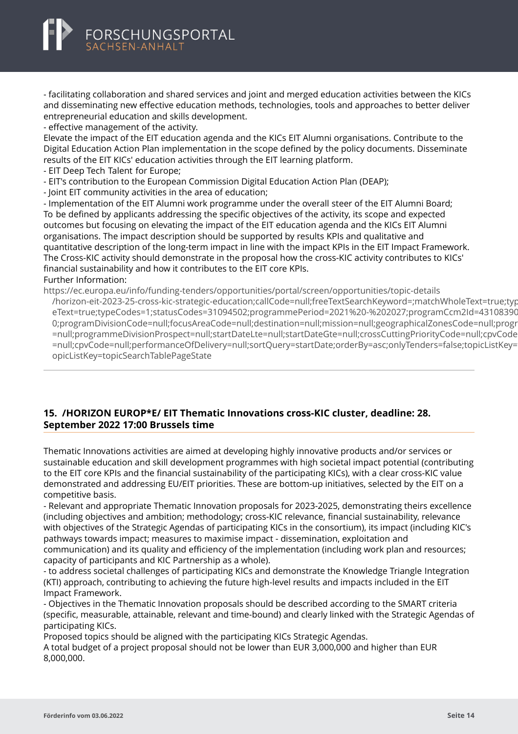- facilitating collaboration and shared services and joint and merged education activities between the KICs and disseminating new effective education methods, technologies, tools and approaches to better deliver entrepreneurial education and skills development.
- effective management of the activity.

Elevate the impact of the EIT education agenda and the KICs EIT Alumni organisations. Contribute to the Digital Education Action Plan implementation in the scope defined by the policy documents. Disseminate results of the EIT KICs' education activities through the EIT learning platform.

- EIT Deep Tech Talent for Europe;
- EIT's contribution to the European Commission Digital Education Action Plan (DEAP);
- Joint EIT community activities in the area of education;
- Implementation of the EIT Alumni work programme under the overall steer of the EIT Alumni Board;

To be defined by applicants addressing the specific objectives of the activity, its scope and expected outcomes but focusing on elevating the impact of the EIT education agenda and the KICs EIT Alumni organisations. The impact description should be supported by results KPIs and qualitative and quantitative description of the long-term impact in line with the impact KPIs in the EIT Impact Framework. The Cross-KIC activity should demonstrate in the proposal how the cross-KIC activity contributes to KICs' financial sustainability and how it contributes to the EIT core KPIs.

Further Information:

https://ec.europa.eu/info/funding-tenders/opportunities/portal/screen/opportunities/topic-details/horizon-eit-2023-25-cross-kic-strategic-education;callCode=null;freeTextSearchKeyword=;matchWholeText=true;typeText=true;typeCodes=1;statusCodes=31094502;programmePeriod=2021%20-%202027;programCcm2Id=431083900;programDivisionCode=null;focusAreaCode=null;destination=null;mission=null;geographicalZonesCode=null;programmeDivisionProspect=null;startDateLte=null;startDateGte=null;crossCuttingPriorityCode=null;cpvCode=null;cpvCode=null;performanceOfDelivery=null;sortQuery=startDate;orderBy=asc;onlyTenders=false;topicListKey=topicListKey=topicSearchTablePageState

## 15. /HORIZON EUROP*E/ EIT Thematic Innovations cross-KIC cluster, deadline: 28. September 2022 17:00 Brussels time

Thematic Innovations activities are aimed at developing highly innovative products and/or services or sustainable education and skill development programmes with high societal impact potential (contributing to the EIT core KPIs and the financial sustainability of the participating KICs), with a clear cross-KIC value demonstrated and addressing EU/EIT priorities. These are bottom-up initiatives, selected by the EIT on a competitive basis.

- Relevant and appropriate Thematic Innovation proposals for 2023-2025, demonstrating theirs excellence (including objectives and ambition; methodology; cross-KIC relevance, financial sustainability, relevance with objectives of the Strategic Agendas of participating KICs in the consortium), its impact (including KIC's pathways towards impact; measures to maximise impact - dissemination, exploitation and communication) and its quality and efficiency of the implementation (including work plan and resources; capacity of participants and KIC Partnership as a whole).
- to address societal challenges of participating KICs and demonstrate the Knowledge Triangle Integration (KTI) approach, contributing to achieving the future high-level results and impacts included in the EIT Impact Framework.
- Objectives in the Thematic Innovation proposals should be described according to the SMART criteria (specific, measurable, attainable, relevant and time-bound) and clearly linked with the Strategic Agendas of participating KICs.

Proposed topics should be aligned with the participating KICs Strategic Agendas.

A total budget of a project proposal should not be lower than EUR 3,000,000 and higher than EUR 8,000,000.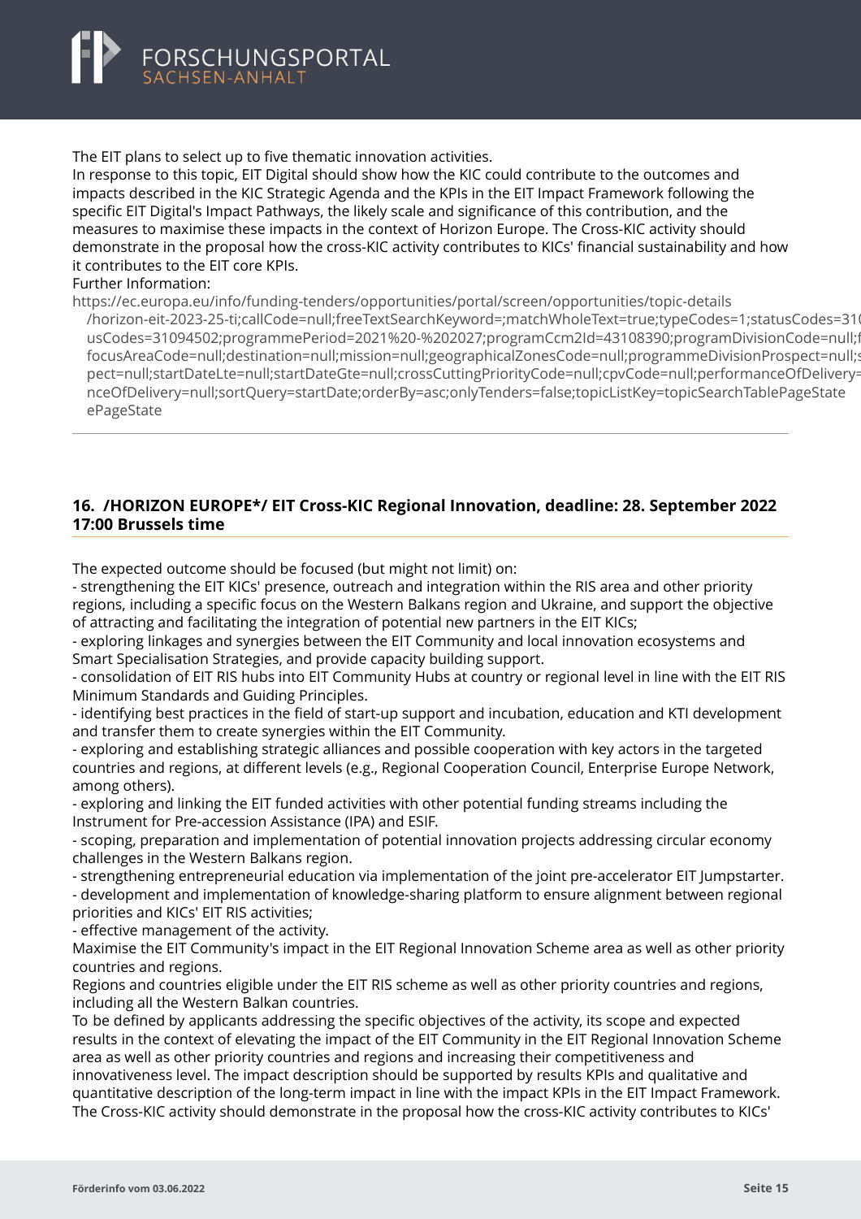The EIT plans to select up to five thematic innovation activities.
In response to this topic, EIT Digital should show how the KIC could contribute to the outcomes and impacts described in the KIC Strategic Agenda and the KPIs in the EIT Impact Framework following the specific EIT Digital's Impact Pathways, the likely scale and significance of this contribution, and the measures to maximise these impacts in the context of Horizon Europe. The Cross-KIC activity should demonstrate in the proposal how the cross-KIC activity contributes to KICs' financial sustainability and how it contributes to the EIT core KPIs.
Further Information:
https://ec.europa.eu/info/funding-tenders/opportunities/portal/screen/opportunities/topic-details/horizon-eit-2023-25-ti;callCode=null;freeTextSearchKeyword=;matchWholeText=true;typeCodes=1;statusCodes=31 usCodes=31094502;programmePeriod=2021%20-%202027;programCcm2Id=43108390;programDivisionCode=null;f focusAreaCode=null;destination=null;mission=null;geographicalZonesCode=null;programmeDivisionProspect=null;s pect=null;startDateLte=null;startDateGte=null;crossCuttingPriorityCode=null;cpvCode=null;performanceOfDelivery= nceOfDelivery=null;sortQuery=startDate;orderBy=asc;onlyTenders=false;topicListKey=topicSearchTablePageState ePageState

---

## 16. /HORIZON EUROPE*/ EIT Cross-KIC Regional Innovation, deadline: 28. September 2022 17:00 Brussels time

The expected outcome should be focused (but might not limit) on:
- strengthening the EIT KICs' presence, outreach and integration within the RIS area and other priority regions, including a specific focus on the Western Balkans region and Ukraine, and support the objective of attracting and facilitating the integration of potential new partners in the EIT KICs;
- exploring linkages and synergies between the EIT Community and local innovation ecosystems and Smart Specialisation Strategies, and provide capacity building support.
- consolidation of EIT RIS hubs into EIT Community Hubs at country or regional level in line with the EIT RIS Minimum Standards and Guiding Principles.
- identifying best practices in the field of start-up support and incubation, education and KTI development and transfer them to create synergies within the EIT Community.
- exploring and establishing strategic alliances and possible cooperation with key actors in the targeted countries and regions, at different levels (e.g., Regional Cooperation Council, Enterprise Europe Network, among others).
- exploring and linking the EIT funded activities with other potential funding streams including the Instrument for Pre-accession Assistance (IPA) and ESIF.
- scoping, preparation and implementation of potential innovation projects addressing circular economy challenges in the Western Balkans region.
- strengthening entrepreneurial education via implementation of the joint pre-accelerator EIT Jumpstarter.
- development and implementation of knowledge-sharing platform to ensure alignment between regional priorities and KICs' EIT RIS activities;
- effective management of the activity.

Maximise the EIT Community's impact in the EIT Regional Innovation Scheme area as well as other priority countries and regions.
Regions and countries eligible under the EIT RIS scheme as well as other priority countries and regions, including all the Western Balkan countries.
To be defined by applicants addressing the specific objectives of the activity, its scope and expected results in the context of elevating the impact of the EIT Community in the EIT Regional Innovation Scheme area as well as other priority countries and regions and increasing their competitiveness and innovativeness level. The impact description should be supported by results KPIs and qualitative and quantitative description of the long-term impact in line with the impact KPIs in the EIT Impact Framework. The Cross-KIC activity should demonstrate in the proposal how the cross-KIC activity contributes to KICs'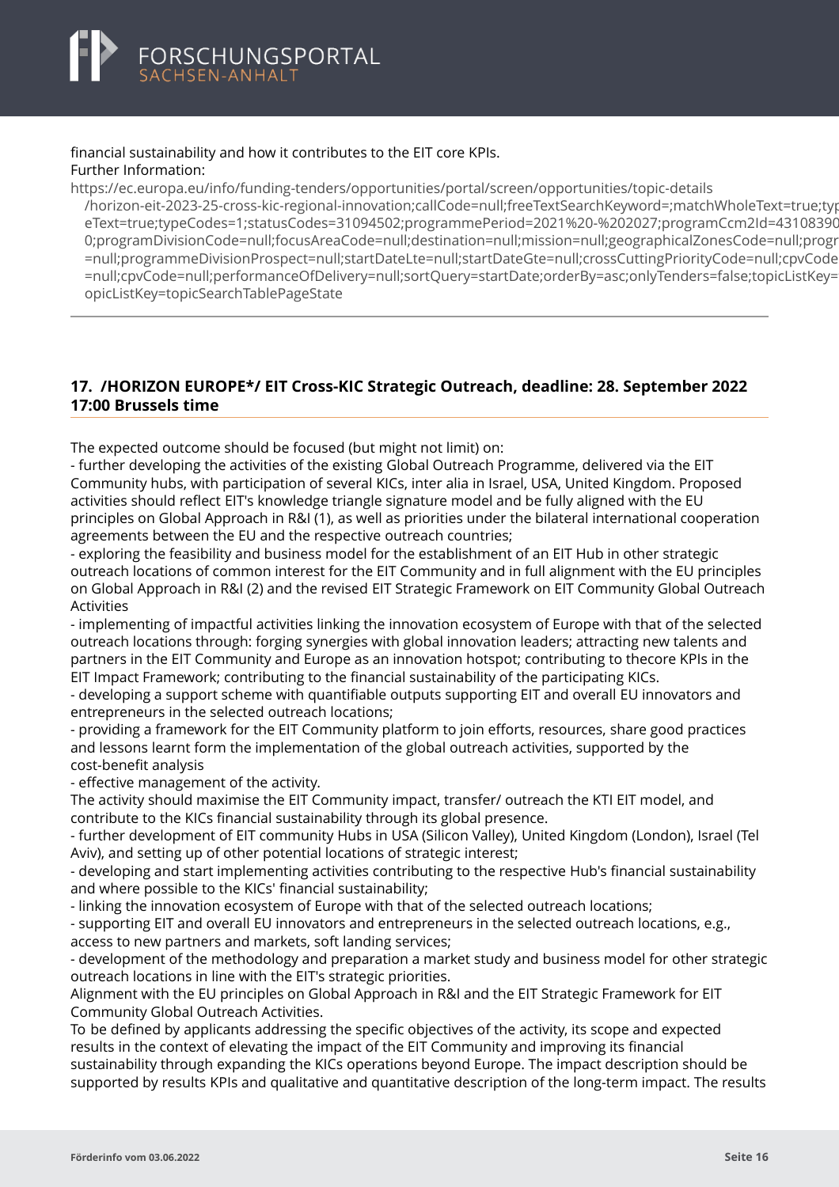financial sustainability and how it contributes to the EIT core KPIs.
Further Information:
https://ec.europa.eu/info/funding-tenders/opportunities/portal/screen/opportunities/topic-details
/horizon-eit-2023-25-cross-kic-regional-innovation;callCode=null;freeTextSearchKeyword=;matchWholeText=true;typ
eText=true;typeCodes=1;statusCodes=31094502;programmePeriod=2021%20-%202027;programCcm2Id=43108390
0;programDivisionCode=null;focusAreaCode=null;destination=null;mission=null;geographicalZonesCode=null;progr
=null;programmeDivisionProspect=null;startDateLte=null;startDateGte=null;crossCuttingPriorityCode=null;cpvCode
=null;cpvCode=null;performanceOfDelivery=null;sortQuery=startDate;orderBy=asc;onlyTenders=false;topicListKey=
opicListKey=topicSearchTablePageState

---

## 17. /HORIZON EUROPE*/ EIT Cross-KIC Strategic Outreach, deadline: 28. September 2022 17:00 Brussels time

The expected outcome should be focused (but might not limit) on:
- further developing the activities of the existing Global Outreach Programme, delivered via the EIT Community hubs, with participation of several KICs, inter alia in Israel, USA, United Kingdom. Proposed activities should reflect EIT's knowledge triangle signature model and be fully aligned with the EU principles on Global Approach in R&I (1), as well as priorities under the bilateral international cooperation agreements between the EU and the respective outreach countries;
- exploring the feasibility and business model for the establishment of an EIT Hub in other strategic outreach locations of common interest for the EIT Community and in full alignment with the EU principles on Global Approach in R&I (2) and the revised EIT Strategic Framework on EIT Community Global Outreach Activities
- implementing of impactful activities linking the innovation ecosystem of Europe with that of the selected outreach locations through: forging synergies with global innovation leaders; attracting new talents and partners in the EIT Community and Europe as an innovation hotspot; contributing to thecore KPIs in the EIT Impact Framework; contributing to the financial sustainability of the participating KICs.
- developing a support scheme with quantifiable outputs supporting EIT and overall EU innovators and entrepreneurs in the selected outreach locations;
- providing a framework for the EIT Community platform to join efforts, resources, share good practices and lessons learnt form the implementation of the global outreach activities, supported by the cost-benefit analysis
- effective management of the activity.

The activity should maximise the EIT Community impact, transfer/ outreach the KTI EIT model, and contribute to the KICs financial sustainability through its global presence.
- further development of EIT community Hubs in USA (Silicon Valley), United Kingdom (London), Israel (Tel Aviv), and setting up of other potential locations of strategic interest;
- developing and start implementing activities contributing to the respective Hub's financial sustainability and where possible to the KICs' financial sustainability;
- linking the innovation ecosystem of Europe with that of the selected outreach locations;
- supporting EIT and overall EU innovators and entrepreneurs in the selected outreach locations, e.g., access to new partners and markets, soft landing services;
- development of the methodology and preparation a market study and business model for other strategic outreach locations in line with the EIT's strategic priorities.

Alignment with the EU principles on Global Approach in R&I and the EIT Strategic Framework for EIT Community Global Outreach Activities.
To be defined by applicants addressing the specific objectives of the activity, its scope and expected results in the context of elevating the impact of the EIT Community and improving its financial sustainability through expanding the KICs operations beyond Europe. The impact description should be supported by results KPIs and qualitative and quantitative description of the long-term impact. The results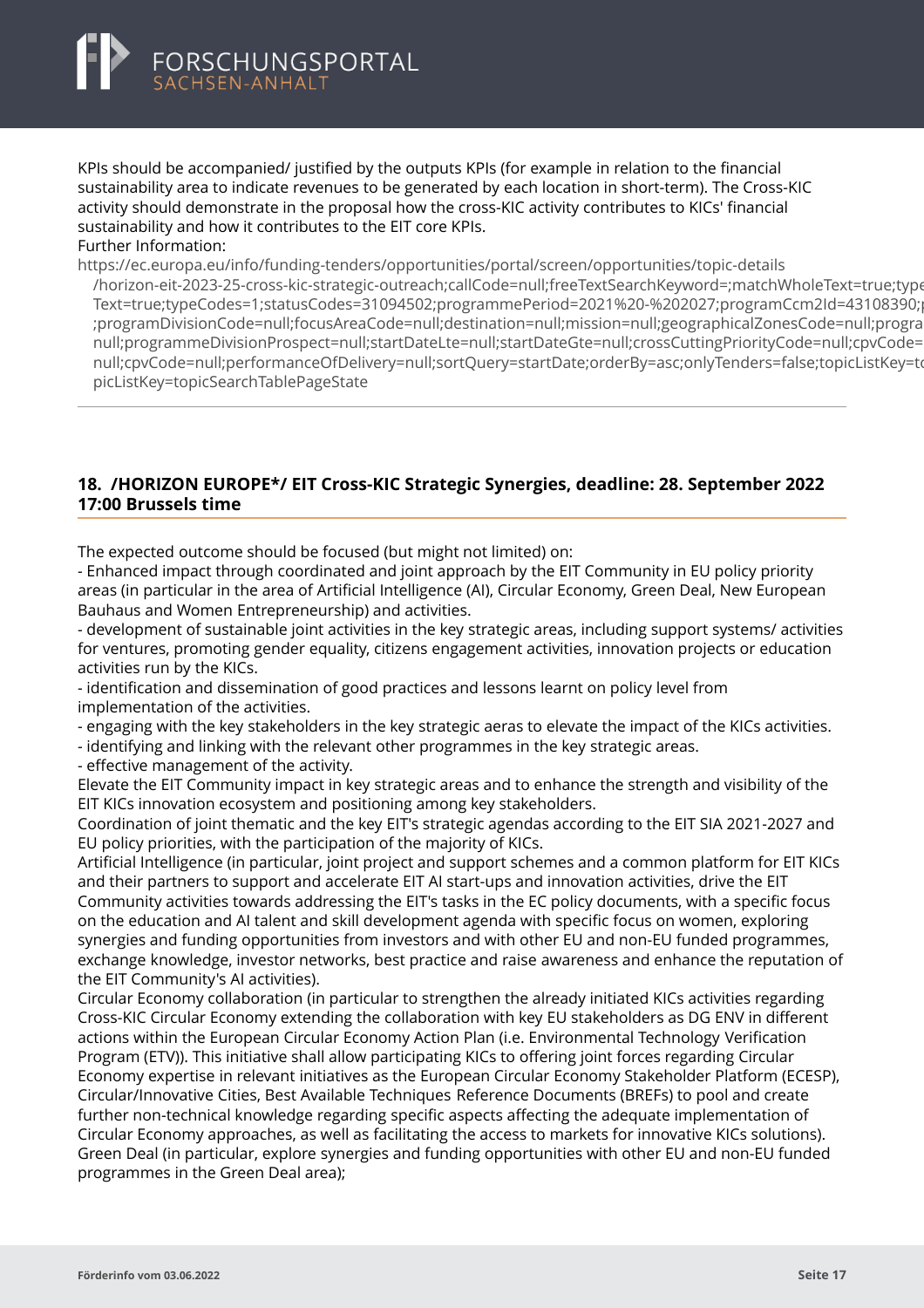KPIs should be accompanied/ justified by the outputs KPIs (for example in relation to the financial sustainability area to indicate revenues to be generated by each location in short-term). The Cross-KIC activity should demonstrate in the proposal how the cross-KIC activity contributes to KICs' financial sustainability and how it contributes to the EIT core KPIs.

Further Information:

https://ec.europa.eu/info/funding-tenders/opportunities/portal/screen/opportunities/topic-details/horizon-eit-2023-25-cross-kic-strategic-outreach;callCode=null;freeTextSearchKeyword=;matchWholeText=true;typeText=true;typeCodes=1;statusCodes=31094502;programmePeriod=2021%20-%202027;programCcm2Id=43108390;programDivisionCode=null;focusAreaCode=null;destination=null;mission=null;geographicalZonesCode=null;programmeDivisionProspect=null;startDateLte=null;startDateGte=null;crossCuttingPriorityCode=null;cpvCode=null;cpvCode=null;performanceOfDelivery=null;sortQuery=startDate;orderBy=asc;onlyTenders=false;topicListKey=topicListKey=topicSearchTablePageState

## 18. /HORIZON EUROPE*/ EIT Cross-KIC Strategic Synergies, deadline: 28. September 2022 17:00 Brussels time

The expected outcome should be focused (but might not limited) on:

- Enhanced impact through coordinated and joint approach by the EIT Community in EU policy priority areas (in particular in the area of Artificial Intelligence (AI), Circular Economy, Green Deal, New European Bauhaus and Women Entrepreneurship) and activities.
- development of sustainable joint activities in the key strategic areas, including support systems/ activities for ventures, promoting gender equality, citizens engagement activities, innovation projects or education activities run by the KICs.
- identification and dissemination of good practices and lessons learnt on policy level from implementation of the activities.
- engaging with the key stakeholders in the key strategic aeras to elevate the impact of the KICs activities.
- identifying and linking with the relevant other programmes in the key strategic areas.
- effective management of the activity.

Elevate the EIT Community impact in key strategic areas and to enhance the strength and visibility of the EIT KICs innovation ecosystem and positioning among key stakeholders.

Coordination of joint thematic and the key EIT's strategic agendas according to the EIT SIA 2021-2027 and EU policy priorities, with the participation of the majority of KICs.

Artificial Intelligence (in particular, joint project and support schemes and a common platform for EIT KICs and their partners to support and accelerate EIT AI start-ups and innovation activities, drive the EIT Community activities towards addressing the EIT's tasks in the EC policy documents, with a specific focus on the education and AI talent and skill development agenda with specific focus on women, exploring synergies and funding opportunities from investors and with other EU and non-EU funded programmes, exchange knowledge, investor networks, best practice and raise awareness and enhance the reputation of the EIT Community's AI activities).

Circular Economy collaboration (in particular to strengthen the already initiated KICs activities regarding Cross-KIC Circular Economy extending the collaboration with key EU stakeholders as DG ENV in different actions within the European Circular Economy Action Plan (i.e. Environmental Technology Verification Program (ETV)). This initiative shall allow participating KICs to offering joint forces regarding Circular Economy expertise in relevant initiatives as the European Circular Economy Stakeholder Platform (ECESP), Circular/Innovative Cities, Best Available Techniques Reference Documents (BREFs) to pool and create further non-technical knowledge regarding specific aspects affecting the adequate implementation of Circular Economy approaches, as well as facilitating the access to markets for innovative KICs solutions).

Green Deal (in particular, explore synergies and funding opportunities with other EU and non-EU funded programmes in the Green Deal area);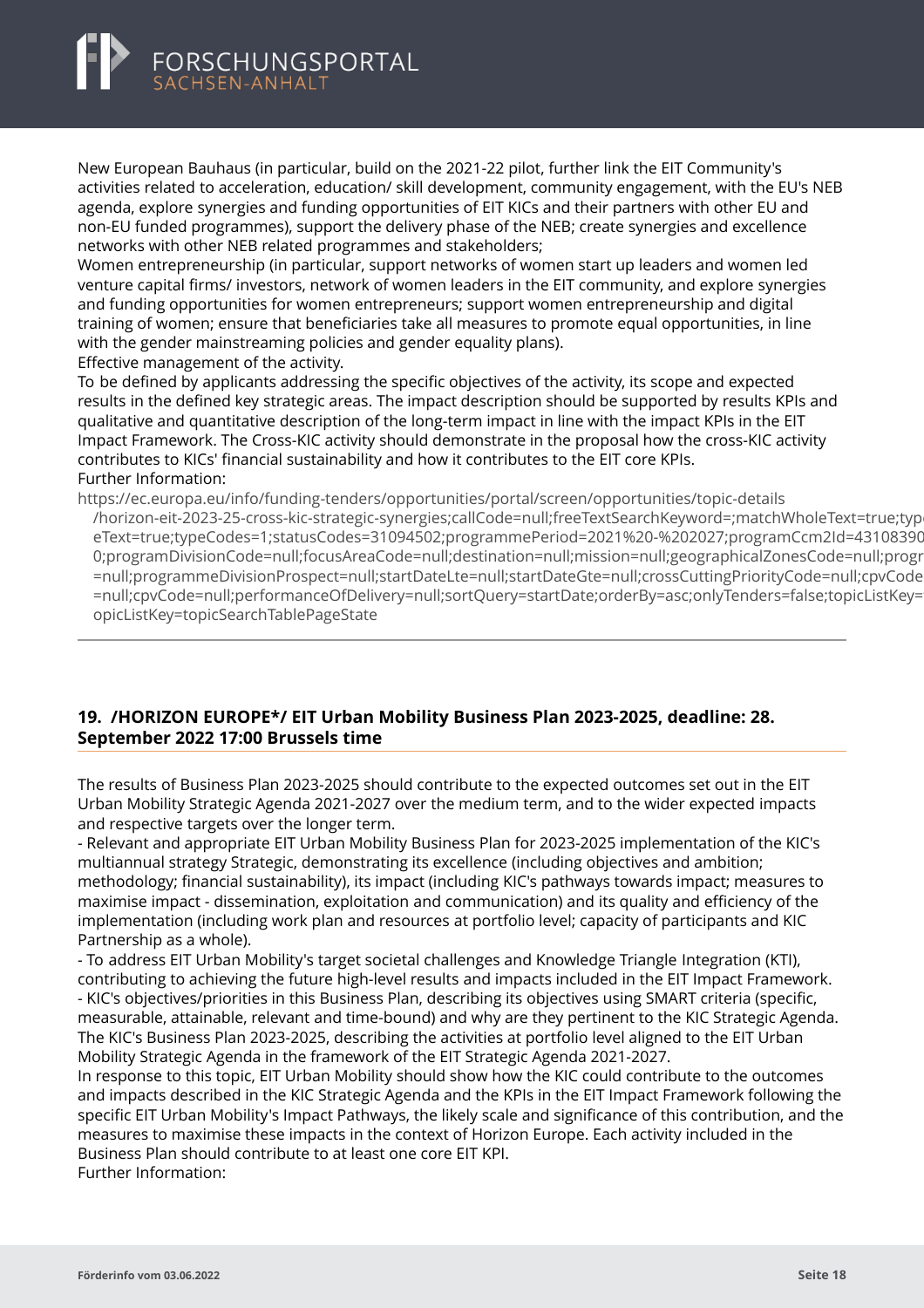New European Bauhaus (in particular, build on the 2021-22 pilot, further link the EIT Community's activities related to acceleration, education/ skill development, community engagement, with the EU's NEB agenda, explore synergies and funding opportunities of EIT KICs and their partners with other EU and non-EU funded programmes), support the delivery phase of the NEB; create synergies and excellence networks with other NEB related programmes and stakeholders;
Women entrepreneurship (in particular, support networks of women start up leaders and women led venture capital firms/ investors, network of women leaders in the EIT community, and explore synergies and funding opportunities for women entrepreneurs; support women entrepreneurship and digital training of women; ensure that beneficiaries take all measures to promote equal opportunities, in line with the gender mainstreaming policies and gender equality plans).
Effective management of the activity.
To be defined by applicants addressing the specific objectives of the activity, its scope and expected results in the defined key strategic areas. The impact description should be supported by results KPIs and qualitative and quantitative description of the long-term impact in line with the impact KPIs in the EIT Impact Framework. The Cross-KIC activity should demonstrate in the proposal how the cross-KIC activity contributes to KICs' financial sustainability and how it contributes to the EIT core KPIs.
Further Information:
https://ec.europa.eu/info/funding-tenders/opportunities/portal/screen/opportunities/topic-details /horizon-eit-2023-25-cross-kic-strategic-synergies;callCode=null;freeTextSearchKeyword=;matchWholeText=true;typeText=true;typeCodes=1;statusCodes=31094502;programmePeriod=2021%20-%202027;programCcm2Id=431083900;programDivisionCode=null;focusAreaCode=null;destination=null;mission=null;geographicalZonesCode=null;progr=null;programmeDivisionProspect=null;startDateLte=null;startDateGte=null;crossCuttingPriorityCode=null;cpvCode=null;cpvCode=null;performanceOfDelivery=null;sortQuery=startDate;orderBy=asc;onlyTenders=false;topicListKey=topicListKey=topicSearchTablePageState

---

## 19. /HORIZON EUROPE*/ EIT Urban Mobility Business Plan 2023-2025, deadline: 28. September 2022 17:00 Brussels time

The results of Business Plan 2023-2025 should contribute to the expected outcomes set out in the EIT Urban Mobility Strategic Agenda 2021-2027 over the medium term, and to the wider expected impacts and respective targets over the longer term.
- Relevant and appropriate EIT Urban Mobility Business Plan for 2023-2025 implementation of the KIC's multiannual strategy Strategic, demonstrating its excellence (including objectives and ambition; methodology; financial sustainability), its impact (including KIC's pathways towards impact; measures to maximise impact - dissemination, exploitation and communication) and its quality and efficiency of the implementation (including work plan and resources at portfolio level; capacity of participants and KIC Partnership as a whole).
- To address EIT Urban Mobility's target societal challenges and Knowledge Triangle Integration (KTI), contributing to achieving the future high-level results and impacts included in the EIT Impact Framework.
- KIC's objectives/priorities in this Business Plan, describing its objectives using SMART criteria (specific, measurable, attainable, relevant and time-bound) and why are they pertinent to the KIC Strategic Agenda.
The KIC's Business Plan 2023-2025, describing the activities at portfolio level aligned to the EIT Urban Mobility Strategic Agenda in the framework of the EIT Strategic Agenda 2021-2027.
In response to this topic, EIT Urban Mobility should show how the KIC could contribute to the outcomes and impacts described in the KIC Strategic Agenda and the KPIs in the EIT Impact Framework following the specific EIT Urban Mobility's Impact Pathways, the likely scale and significance of this contribution, and the measures to maximise these impacts in the context of Horizon Europe. Each activity included in the Business Plan should contribute to at least one core EIT KPI.
Further Information: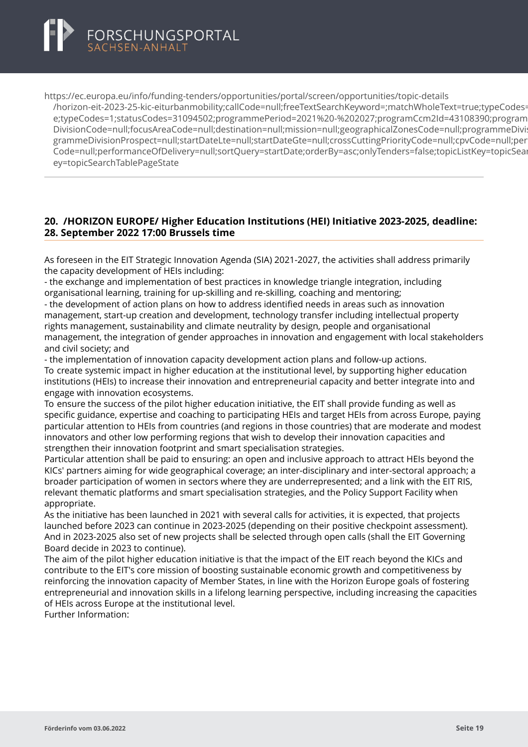https://ec.europa.eu/info/funding-tenders/opportunities/portal/screen/opportunities/topic-details/horizon-eit-2023-25-kic-eiturbanmobility;callCode=null;freeTextSearchKeyword=;matchWholeText=true;typeCodes=e;typeCodes=1;statusCodes=31094502;programmePeriod=2021%20-%202027;programCcm2Id=43108390;programDivisionCode=null;focusAreaCode=null;destination=null;mission=null;geographicalZonesCode=null;programmeDivisionProspect=null;startDateLte=null;startDateGte=null;crossCuttingPriorityCode=null;cpvCode=null;performanceOfDelivery=null;sortQuery=startDate;orderBy=asc;onlyTenders=false;topicListKey=topicSearchTablePageState

---

## 20. /HORIZON EUROPE/ Higher Education Institutions (HEI) Initiative 2023-2025, deadline: 28. September 2022 17:00 Brussels time

As foreseen in the EIT Strategic Innovation Agenda (SIA) 2021-2027, the activities shall address primarily the capacity development of HEIs including:
- the exchange and implementation of best practices in knowledge triangle integration, including organisational learning, training for up-skilling and re-skilling, coaching and mentoring;
- the development of action plans on how to address identified needs in areas such as innovation management, start-up creation and development, technology transfer including intellectual property rights management, sustainability and climate neutrality by design, people and organisational management, the integration of gender approaches in innovation and engagement with local stakeholders and civil society; and
- the implementation of innovation capacity development action plans and follow-up actions.

To create systemic impact in higher education at the institutional level, by supporting higher education institutions (HEIs) to increase their innovation and entrepreneurial capacity and better integrate into and engage with innovation ecosystems.
To ensure the success of the pilot higher education initiative, the EIT shall provide funding as well as specific guidance, expertise and coaching to participating HEIs and target HEIs from across Europe, paying particular attention to HEIs from countries (and regions in those countries) that are moderate and modest innovators and other low performing regions that wish to develop their innovation capacities and strengthen their innovation footprint and smart specialisation strategies.
Particular attention shall be paid to ensuring: an open and inclusive approach to attract HEIs beyond the KICs' partners aiming for wide geographical coverage; an inter-disciplinary and inter-sectoral approach; a broader participation of women in sectors where they are underrepresented; and a link with the EIT RIS, relevant thematic platforms and smart specialisation strategies, and the Policy Support Facility when appropriate.
As the initiative has been launched in 2021 with several calls for activities, it is expected, that projects launched before 2023 can continue in 2023-2025 (depending on their positive checkpoint assessment). And in 2023-2025 also set of new projects shall be selected through open calls (shall the EIT Governing Board decide in 2023 to continue).
The aim of the pilot higher education initiative is that the impact of the EIT reach beyond the KICs and contribute to the EIT's core mission of boosting sustainable economic growth and competitiveness by reinforcing the innovation capacity of Member States, in line with the Horizon Europe goals of fostering entrepreneurial and innovation skills in a lifelong learning perspective, including increasing the capacities of HEIs across Europe at the institutional level.
Further Information: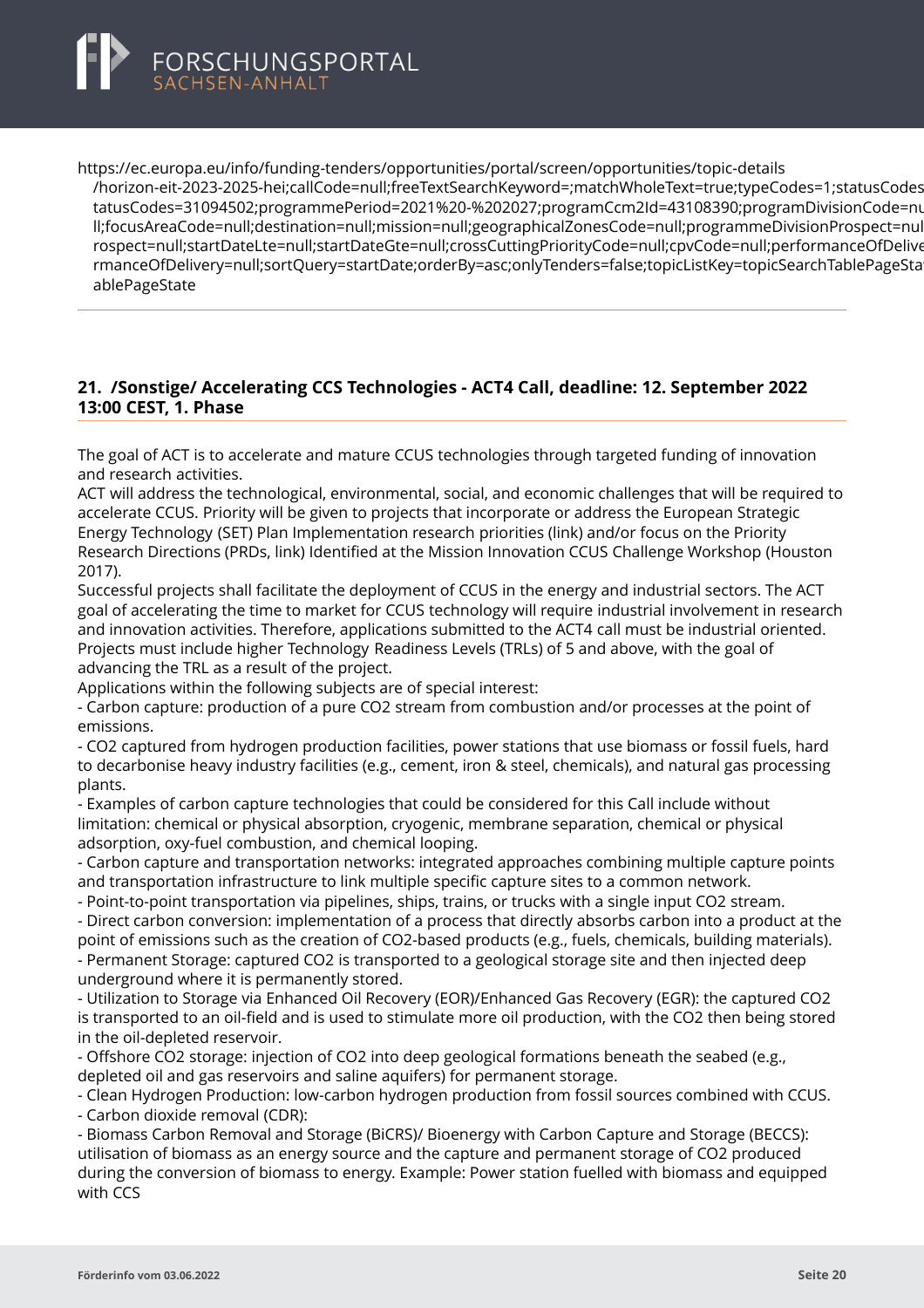https://ec.europa.eu/info/funding-tenders/opportunities/portal/screen/opportunities/topic-details/horizon-eit-2023-2025-hei;callCode=null;freeTextSearchKeyword=;matchWholeText=true;typeCodes=1;statusCodes=31094502;programmePeriod=2021%20-%202027;programCcm2Id=43108390;programDivisionCode=null;focusAreaCode=null;destination=null;mission=null;geographicalZonesCode=null;programmeDivisionProspect=null;startDateLte=null;startDateGte=null;crossCuttingPriorityCode=null;cpvCode=null;performanceOfDelivery=null;sortQuery=startDate;orderBy=asc;onlyTenders=false;topicListKey=topicSearchTablePageState

---

## 21. /Sonstige/ Accelerating CCS Technologies - ACT4 Call, deadline: 12. September 2022 13:00 CEST, 1. Phase

The goal of ACT is to accelerate and mature CCUS technologies through targeted funding of innovation and research activities.
ACT will address the technological, environmental, social, and economic challenges that will be required to accelerate CCUS. Priority will be given to projects that incorporate or address the European Strategic Energy Technology (SET) Plan Implementation research priorities (link) and/or focus on the Priority Research Directions (PRDs, link) Identified at the Mission Innovation CCUS Challenge Workshop (Houston 2017).
Successful projects shall facilitate the deployment of CCUS in the energy and industrial sectors. The ACT goal of accelerating the time to market for CCUS technology will require industrial involvement in research and innovation activities. Therefore, applications submitted to the ACT4 call must be industrial oriented. Projects must include higher Technology Readiness Levels (TRLs) of 5 and above, with the goal of advancing the TRL as a result of the project.
Applications within the following subjects are of special interest:
- Carbon capture: production of a pure $CO_2$ stream from combustion and/or processes at the point of emissions.
- $CO_2$ captured from hydrogen production facilities, power stations that use biomass or fossil fuels, hard to decarbonise heavy industry facilities (e.g., cement, iron & steel, chemicals), and natural gas processing plants.
- Examples of carbon capture technologies that could be considered for this Call include without limitation: chemical or physical absorption, cryogenic, membrane separation, chemical or physical adsorption, oxy-fuel combustion, and chemical looping.
- Carbon capture and transportation networks: integrated approaches combining multiple capture points and transportation infrastructure to link multiple specific capture sites to a common network.
- Point-to-point transportation via pipelines, ships, trains, or trucks with a single input $CO_2$ stream.
- Direct carbon conversion: implementation of a process that directly absorbs carbon into a product at the point of emissions such as the creation of $CO_2$-based products (e.g., fuels, chemicals, building materials).
- Permanent Storage: captured $CO_2$ is transported to a geological storage site and then injected deep underground where it is permanently stored.
- Utilization to Storage via Enhanced Oil Recovery (EOR)/Enhanced Gas Recovery (EGR): the captured $CO_2$ is transported to an oil-field and is used to stimulate more oil production, with the $CO_2$ then being stored in the oil-depleted reservoir.
- Offshore $CO_2$ storage: injection of $CO_2$ into deep geological formations beneath the seabed (e.g., depleted oil and gas reservoirs and saline aquifers) for permanent storage.
- Clean Hydrogen Production: low-carbon hydrogen production from fossil sources combined with CCUS.
- Carbon dioxide removal (CDR):
- Biomass Carbon Removal and Storage (BiCRS)/ Bioenergy with Carbon Capture and Storage (BECCS): utilisation of biomass as an energy source and the capture and permanent storage of $CO_2$ produced during the conversion of biomass to energy. Example: Power station fuelled with biomass and equipped with CCS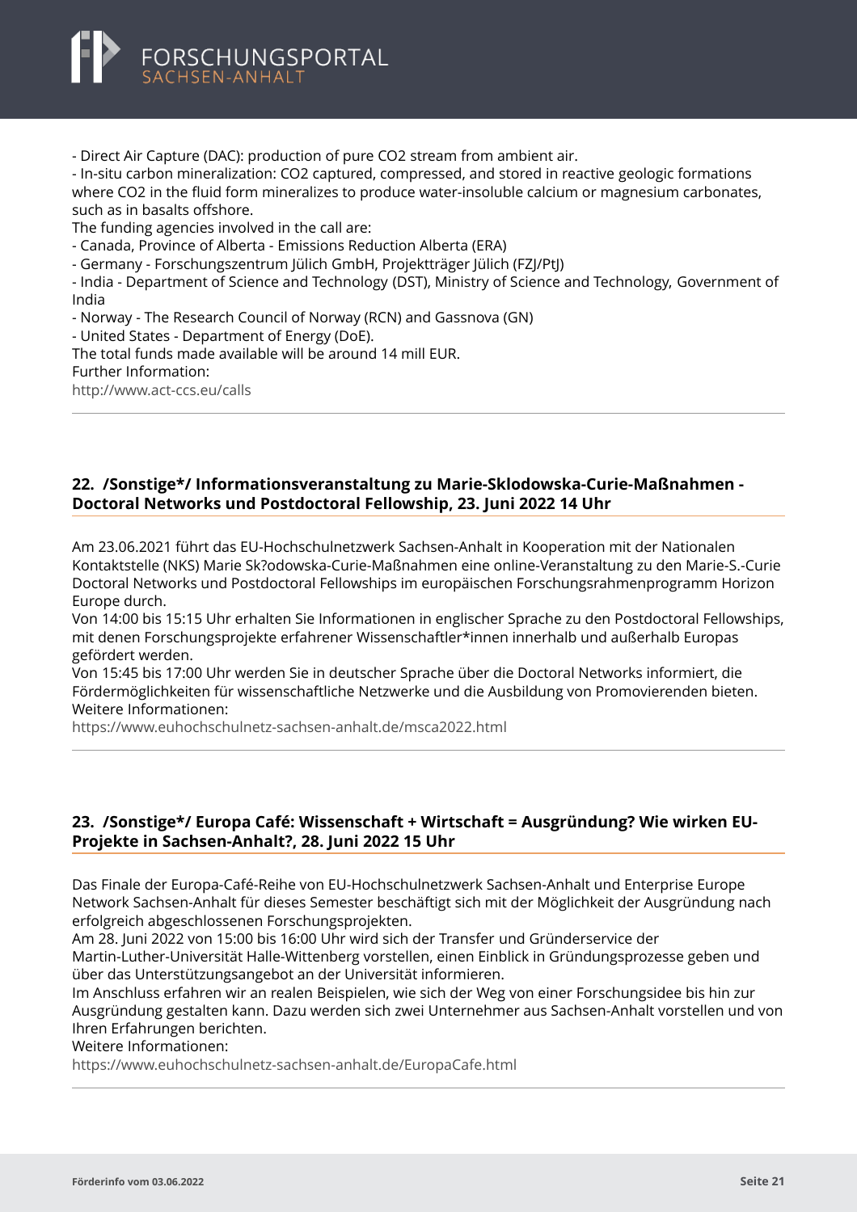- Direct Air Capture (DAC): production of pure $CO_2$ stream from ambient air.
- In-situ carbon mineralization: $CO_2$ captured, compressed, and stored in reactive geologic formations where $CO_2$ in the fluid form mineralizes to produce water-insoluble calcium or magnesium carbonates, such as in basalts offshore.

The funding agencies involved in the call are:

- Canada, Province of Alberta - Emissions Reduction Alberta (ERA)
- Germany - Forschungszentrum Jülich GmbH, Projektträger Jülich (FZJ/PtJ)
- India - Department of Science and Technology (DST), Ministry of Science and Technology, Government of India
- Norway - The Research Council of Norway (RCN) and Gassnova (GN)
- United States - Department of Energy (DoE).

The total funds made available will be around 14 mill EUR.

Further Information:

http://www.act-ccs.eu/calls

---

## 22. /Sonstige*/ Informationsveranstaltung zu Marie-Sklodowska-Curie-Maßnahmen - Doctoral Networks und Postdoctoral Fellowship, 23. Juni 2022 14 Uhr

Am 23.06.2021 führt das EU-Hochschulnetzwerk Sachsen-Anhalt in Kooperation mit der Nationalen Kontaktstelle (NKS) Marie Sk?odowska-Curie-Maßnahmen eine online-Veranstaltung zu den Marie-S.-Curie Doctoral Networks und Postdoctoral Fellowships im europäischen Forschungsrahmenprogramm Horizon Europe durch.

Von 14:00 bis 15:15 Uhr erhalten Sie Informationen in englischer Sprache zu den Postdoctoral Fellowships, mit denen Forschungsprojekte erfahrener Wissenschaftler*innen innerhalb und außerhalb Europas gefördert werden.

Von 15:45 bis 17:00 Uhr werden Sie in deutscher Sprache über die Doctoral Networks informiert, die Fördermöglichkeiten für wissenschaftliche Netzwerke und die Ausbildung von Promovierenden bieten.

Weitere Informationen:

https://www.euhochschulnetz-sachsen-anhalt.de/msca2022.html

---

## 23. /Sonstige*/ Europa Café: Wissenschaft + Wirtschaft = Ausgründung? Wie wirken EU-Projekte in Sachsen-Anhalt?, 28. Juni 2022 15 Uhr

Das Finale der Europa-Café-Reihe von EU-Hochschulnetzwerk Sachsen-Anhalt und Enterprise Europe Network Sachsen-Anhalt für dieses Semester beschäftigt sich mit der Möglichkeit der Ausgründung nach erfolgreich abgeschlossenen Forschungsprojekten.

Am 28. Juni 2022 von 15:00 bis 16:00 Uhr wird sich der Transfer und Gründerservice der Martin-Luther-Universität Halle-Wittenberg vorstellen, einen Einblick in Gründungsprozesse geben und über das Unterstützungsangebot an der Universität informieren.

Im Anschluss erfahren wir an realen Beispielen, wie sich der Weg von einer Forschungsidee bis hin zur Ausgründung gestalten kann. Dazu werden sich zwei Unternehmer aus Sachsen-Anhalt vorstellen und von Ihren Erfahrungen berichten.

Weitere Informationen:

https://www.euhochschulnetz-sachsen-anhalt.de/EuropaCafe.html

---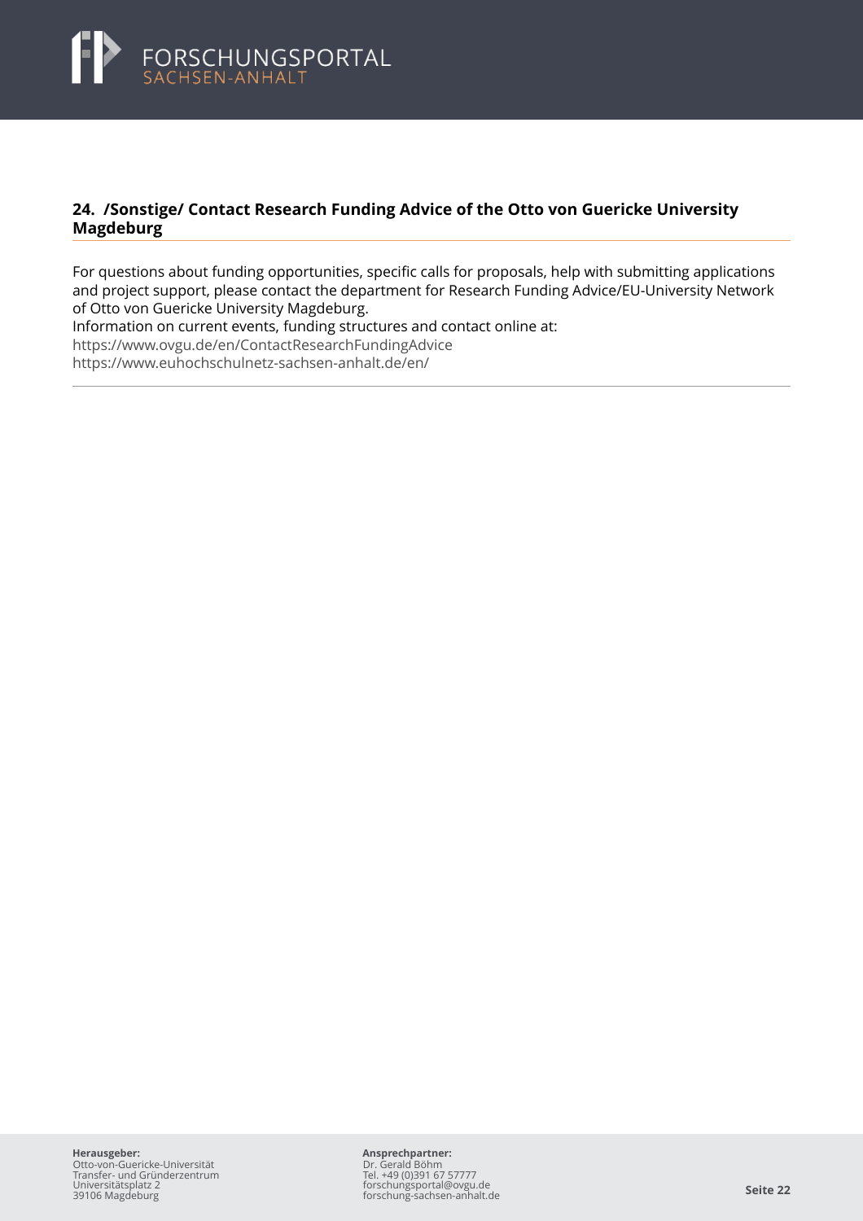## 24. /Sonstige/ Contact Research Funding Advice of the Otto von Guericke University Magdeburg

For questions about funding opportunities, specific calls for proposals, help with submitting applications and project support, please contact the department for Research Funding Advice/EU-University Network of Otto von Guericke University Magdeburg.
Information on current events, funding structures and contact online at:
https://www.ovgu.de/en/ContactResearchFundingAdvice
https://www.euhochschulnetz-sachsen-anhalt.de/en/